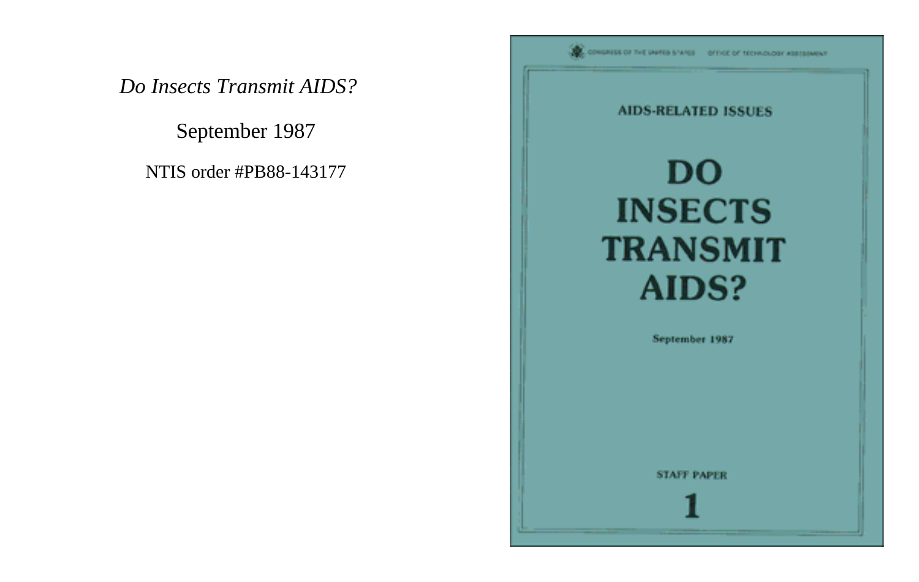*Do Insects Transmit AIDS?*

September 1987

NTIS order #PB88-143177

CONGRESS OF THE UNITED STATES OFFICE OF TECHNOLOGY ASSESSMENT

AIDS-RELATED ISSUES

# DO INSECTS TRANSMIT AIDS?

September 1987

STAFF PAPER

1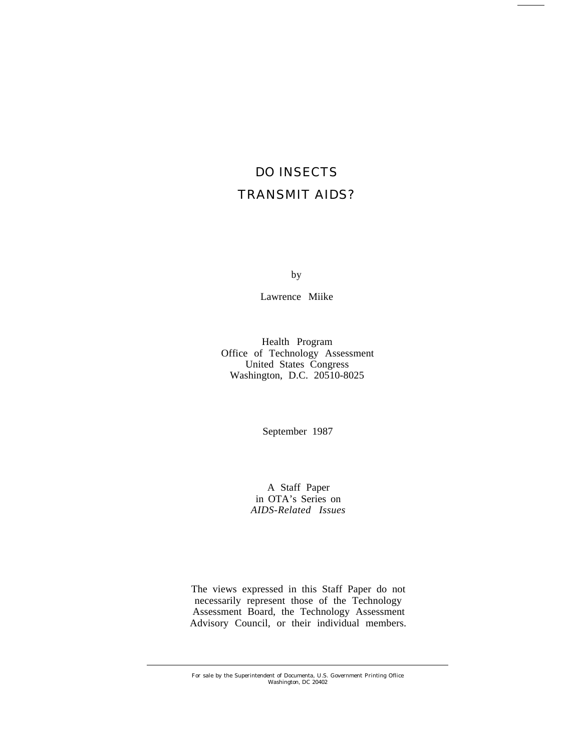# DO INSECTS TRANSMIT AIDS?

by

Lawrence Miike

Health Program
Office of Technology Assessment
United States Congress
Washington, D.C. 20510-8025

September 1987

A Staff Paper
in OTA's Series on
*AIDS-Related Issues*

The views expressed in this Staff Paper do not necessarily represent those of the Technology Assessment Board, the Technology Assessment Advisory Council, or their individual members.

For sale by the Superintendent of Documenta, U.S. Government Printing Oflice
Washington, DC 20402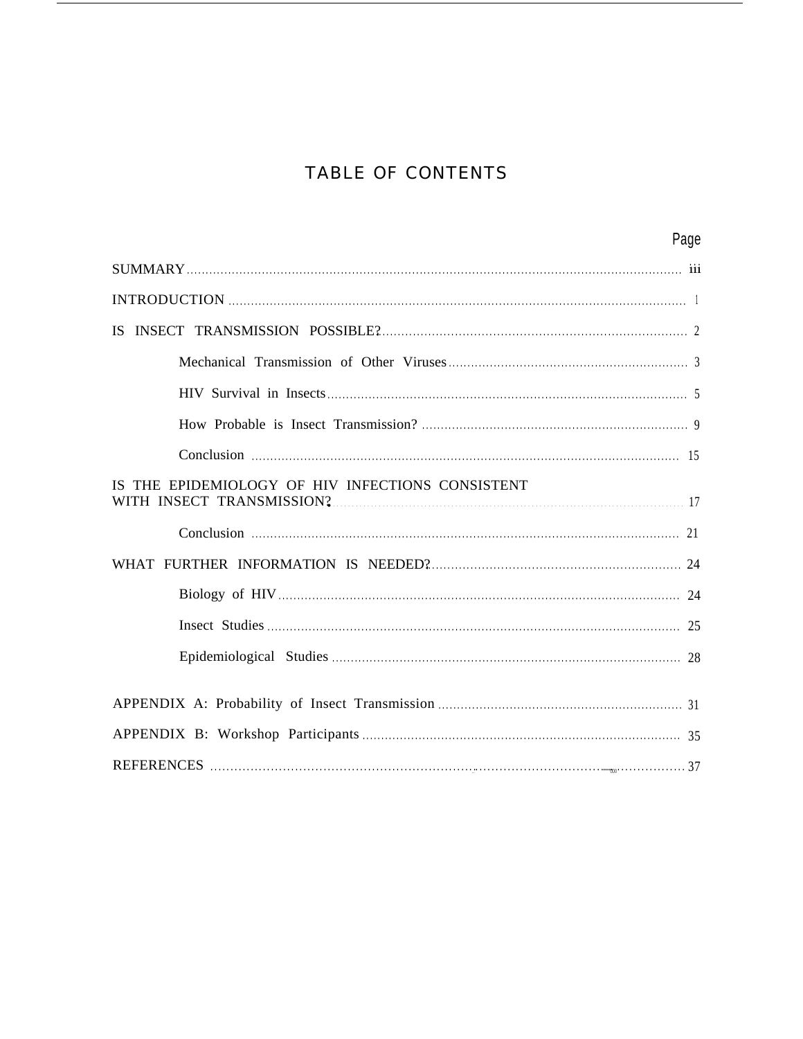# TABLE OF CONTENTS

| | Page |
|---|---|
| SUMMARY | iii |
| INTRODUCTION | 1 |
| IS INSECT TRANSMISSION POSSIBLE? | 2 |
| Mechanical Transmission of Other Viruses | 3 |
| HIV Survival in Insects | 5 |
| How Probable is Insect Transmission? | 9 |
| Conclusion | 15 |
| IS THE EPIDEMIOLOGY OF HIV INFECTIONS CONSISTENT WITH INSECT TRANSMISSION? | 17 |
| Conclusion | 21 |
| WHAT FURTHER INFORMATION IS NEEDED? | 24 |
| Biology of HIV | 24 |
| Insect Studies | 25 |
| Epidemiological Studies | 28 |
| APPENDIX A: Probability of Insect Transmission | 31 |
| APPENDIX B: Workshop Participants | 35 |
| REFERENCES | 37 |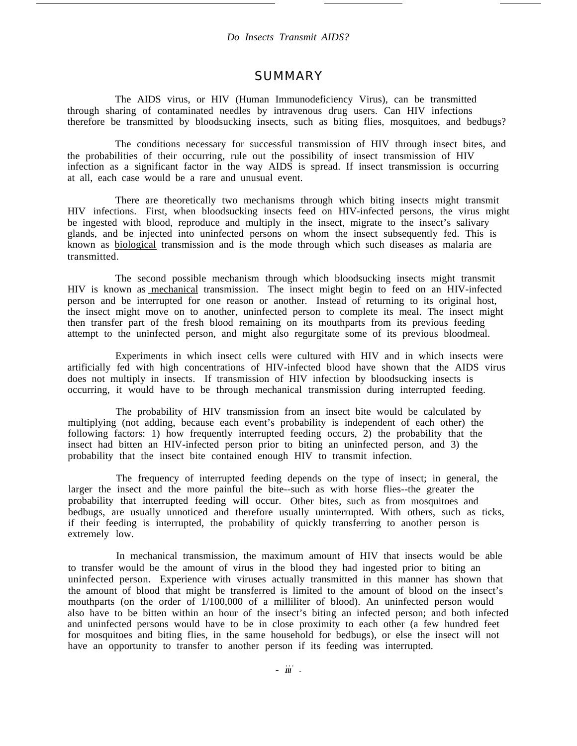## SUMMARY

The AIDS virus, or HIV (Human Immunodeficiency Virus), can be transmitted through sharing of contaminated needles by intravenous drug users. Can HIV infections therefore be transmitted by bloodsucking insects, such as biting flies, mosquitoes, and bedbugs?

The conditions necessary for successful transmission of HIV through insect bites, and the probabilities of their occurring, rule out the possibility of insect transmission of HIV infection as a significant factor in the way AIDS is spread. If insect transmission is occurring at all, each case would be a rare and unusual event.

There are theoretically two mechanisms through which biting insects might transmit HIV infections. First, when bloodsucking insects feed on HIV-infected persons, the virus might be ingested with blood, reproduce and multiply in the insect, migrate to the insect's salivary glands, and be injected into uninfected persons on whom the insect subsequently fed. This is known as biological transmission and is the mode through which such diseases as malaria are transmitted.

The second possible mechanism through which bloodsucking insects might transmit HIV is known as mechanical transmission. The insect might begin to feed on an HIV-infected person and be interrupted for one reason or another. Instead of returning to its original host, the insect might move on to another, uninfected person to complete its meal. The insect might then transfer part of the fresh blood remaining on its mouthparts from its previous feeding attempt to the uninfected person, and might also regurgitate some of its previous bloodmeal.

Experiments in which insect cells were cultured with HIV and in which insects were artificially fed with high concentrations of HIV-infected blood have shown that the AIDS virus does not multiply in insects. If transmission of HIV infection by bloodsucking insects is occurring, it would have to be through mechanical transmission during interrupted feeding.

The probability of HIV transmission from an insect bite would be calculated by multiplying (not adding, because each event's probability is independent of each other) the following factors: 1) how frequently interrupted feeding occurs, 2) the probability that the insect had bitten an HIV-infected person prior to biting an uninfected person, and 3) the probability that the insect bite contained enough HIV to transmit infection.

The frequency of interrupted feeding depends on the type of insect; in general, the larger the insect and the more painful the bite--such as with horse flies--the greater the probability that interrupted feeding will occur. Other bites, such as from mosquitoes and bedbugs, are usually unnoticed and therefore usually uninterrupted. With others, such as ticks, if their feeding is interrupted, the probability of quickly transferring to another person is extremely low.

In mechanical transmission, the maximum amount of HIV that insects would be able to transfer would be the amount of virus in the blood they had ingested prior to biting an uninfected person. Experience with viruses actually transmitted in this manner has shown that the amount of blood that might be transferred is limited to the amount of blood on the insect's mouthparts (on the order of 1/100,000 of a milliliter of blood). An uninfected person would also have to be bitten within an hour of the insect's biting an infected person; and both infected and uninfected persons would have to be in close proximity to each other (a few hundred feet for mosquitoes and biting flies, in the same household for bedbugs), or else the insect will not have an opportunity to transfer to another person if its feeding was interrupted.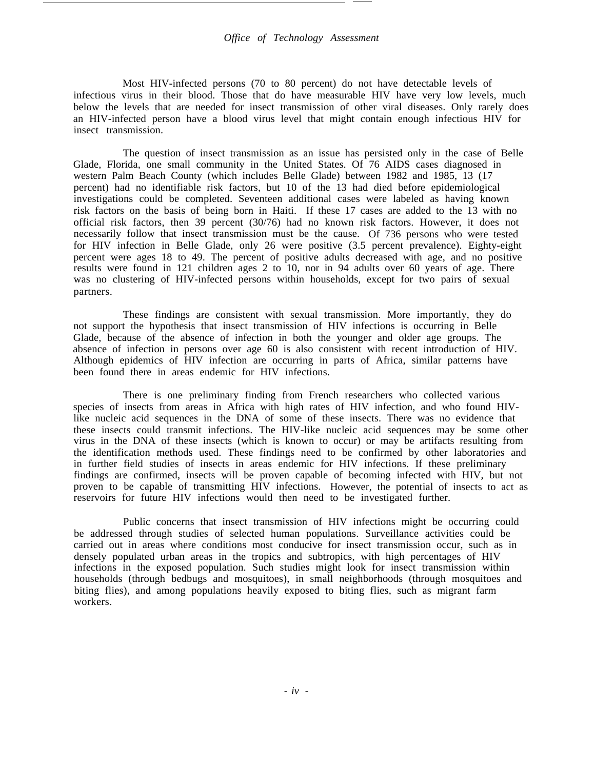Most HIV-infected persons (70 to 80 percent) do not have detectable levels of infectious virus in their blood. Those that do have measurable HIV have very low levels, much below the levels that are needed for insect transmission of other viral diseases. Only rarely does an HIV-infected person have a blood virus level that might contain enough infectious HIV for insect transmission.

The question of insect transmission as an issue has persisted only in the case of Belle Glade, Florida, one small community in the United States. Of 76 AIDS cases diagnosed in western Palm Beach County (which includes Belle Glade) between 1982 and 1985, 13 (17 percent) had no identifiable risk factors, but 10 of the 13 had died before epidemiological investigations could be completed. Seventeen additional cases were labeled as having known risk factors on the basis of being born in Haiti. If these 17 cases are added to the 13 with no official risk factors, then 39 percent (30/76) had no known risk factors. However, it does not necessarily follow that insect transmission must be the cause. Of 736 persons who were tested for HIV infection in Belle Glade, only 26 were positive (3.5 percent prevalence). Eighty-eight percent were ages 18 to 49. The percent of positive adults decreased with age, and no positive results were found in 121 children ages 2 to 10, nor in 94 adults over 60 years of age. There was no clustering of HIV-infected persons within households, except for two pairs of sexual partners.

These findings are consistent with sexual transmission. More importantly, they do not support the hypothesis that insect transmission of HIV infections is occurring in Belle Glade, because of the absence of infection in both the younger and older age groups. The absence of infection in persons over age 60 is also consistent with recent introduction of HIV. Although epidemics of HIV infection are occurring in parts of Africa, similar patterns have been found there in areas endemic for HIV infections.

There is one preliminary finding from French researchers who collected various species of insects from areas in Africa with high rates of HIV infection, and who found HIV-like nucleic acid sequences in the DNA of some of these insects. There was no evidence that these insects could transmit infections. The HIV-like nucleic acid sequences may be some other virus in the DNA of these insects (which is known to occur) or may be artifacts resulting from the identification methods used. These findings need to be confirmed by other laboratories and in further field studies of insects in areas endemic for HIV infections. If these preliminary findings are confirmed, insects will be proven capable of becoming infected with HIV, but not proven to be capable of transmitting HIV infections. However, the potential of insects to act as reservoirs for future HIV infections would then need to be investigated further.

Public concerns that insect transmission of HIV infections might be occurring could be addressed through studies of selected human populations. Surveillance activities could be carried out in areas where conditions most conducive for insect transmission occur, such as in densely populated urban areas in the tropics and subtropics, with high percentages of HIV infections in the exposed population. Such studies might look for insect transmission within households (through bedbugs and mosquitoes), in small neighborhoods (through mosquitoes and biting flies), and among populations heavily exposed to biting flies, such as migrant farm workers.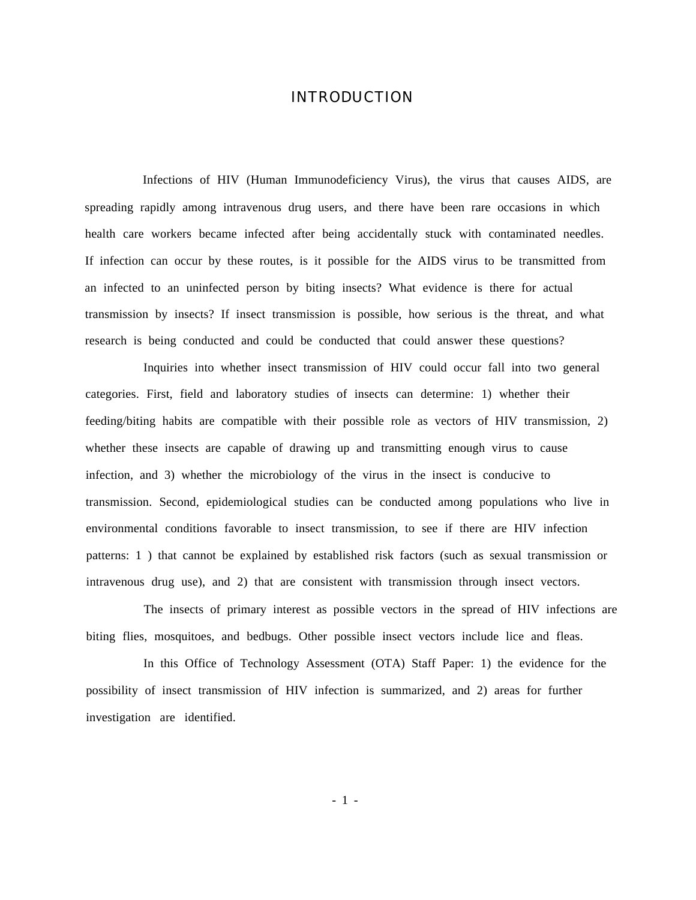# INTRODUCTION

Infections of HIV (Human Immunodeficiency Virus), the virus that causes AIDS, are spreading rapidly among intravenous drug users, and there have been rare occasions in which health care workers became infected after being accidentally stuck with contaminated needles. If infection can occur by these routes, is it possible for the AIDS virus to be transmitted from an infected to an uninfected person by biting insects? What evidence is there for actual transmission by insects? If insect transmission is possible, how serious is the threat, and what research is being conducted and could be conducted that could answer these questions?

Inquiries into whether insect transmission of HIV could occur fall into two general categories. First, field and laboratory studies of insects can determine: 1) whether their feeding/biting habits are compatible with their possible role as vectors of HIV transmission, 2) whether these insects are capable of drawing up and transmitting enough virus to cause infection, and 3) whether the microbiology of the virus in the insect is conducive to transmission. Second, epidemiological studies can be conducted among populations who live in environmental conditions favorable to insect transmission, to see if there are HIV infection patterns: 1 ) that cannot be explained by established risk factors (such as sexual transmission or intravenous drug use), and 2) that are consistent with transmission through insect vectors.

The insects of primary interest as possible vectors in the spread of HIV infections are biting flies, mosquitoes, and bedbugs. Other possible insect vectors include lice and fleas.

In this Office of Technology Assessment (OTA) Staff Paper: 1) the evidence for the possibility of insect transmission of HIV infection is summarized, and 2) areas for further investigation are identified.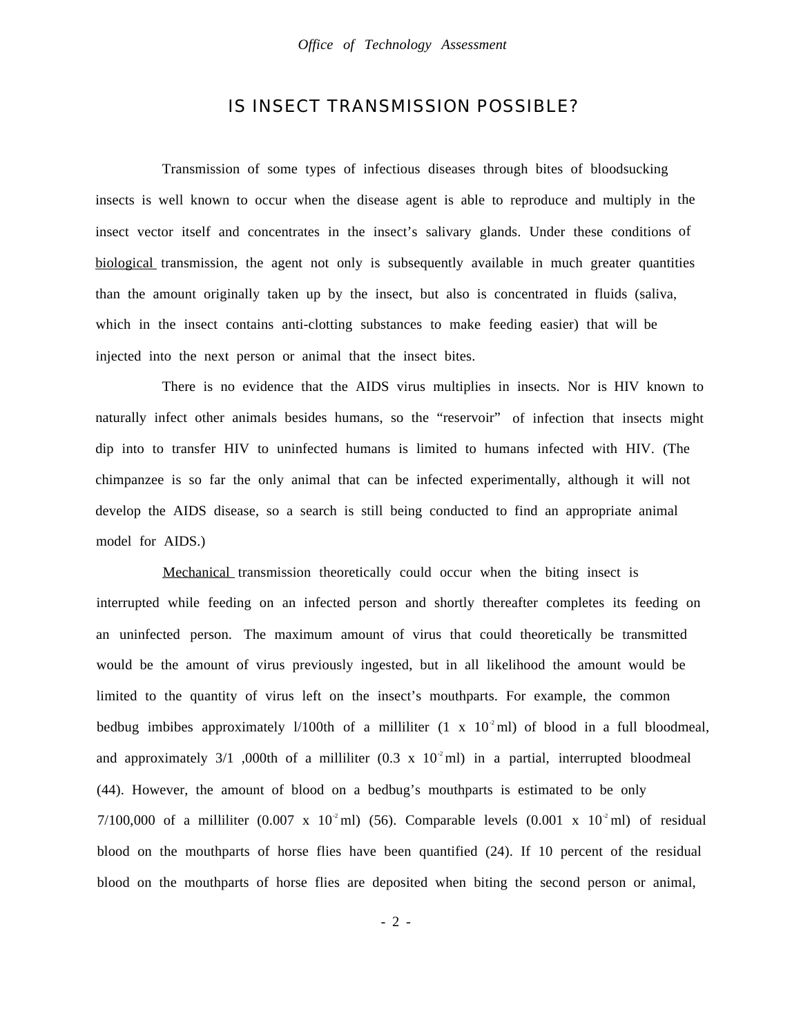## IS INSECT TRANSMISSION POSSIBLE?

Transmission of some types of infectious diseases through bites of bloodsucking insects is well known to occur when the disease agent is able to reproduce and multiply in the insect vector itself and concentrates in the insect's salivary glands. Under these conditions of biological transmission, the agent not only is subsequently available in much greater quantities than the amount originally taken up by the insect, but also is concentrated in fluids (saliva, which in the insect contains anti-clotting substances to make feeding easier) that will be injected into the next person or animal that the insect bites.

There is no evidence that the AIDS virus multiplies in insects. Nor is HIV known to naturally infect other animals besides humans, so the "reservoir" of infection that insects might dip into to transfer HIV to uninfected humans is limited to humans infected with HIV. (The chimpanzee is so far the only animal that can be infected experimentally, although it will not develop the AIDS disease, so a search is still being conducted to find an appropriate animal model for AIDS.)

Mechanical transmission theoretically could occur when the biting insect is interrupted while feeding on an infected person and shortly thereafter completes its feeding on an uninfected person. The maximum amount of virus that could theoretically be transmitted would be the amount of virus previously ingested, but in all likelihood the amount would be limited to the quantity of virus left on the insect's mouthparts. For example, the common bedbug imbibes approximately l/100th of a milliliter ($1 \times 10^{-2}$ ml) of blood in a full bloodmeal, and approximately 3/1 ,000th of a milliliter ($0.3 \times 10^{-2}$ ml) in a partial, interrupted bloodmeal (44). However, the amount of blood on a bedbug's mouthparts is estimated to be only 7/100,000 of a milliliter ($0.007 \times 10^{-2}$ ml) (56). Comparable levels ($0.001 \times 10^{-2}$ ml) of residual blood on the mouthparts of horse flies have been quantified (24). If 10 percent of the residual blood on the mouthparts of horse flies are deposited when biting the second person or animal,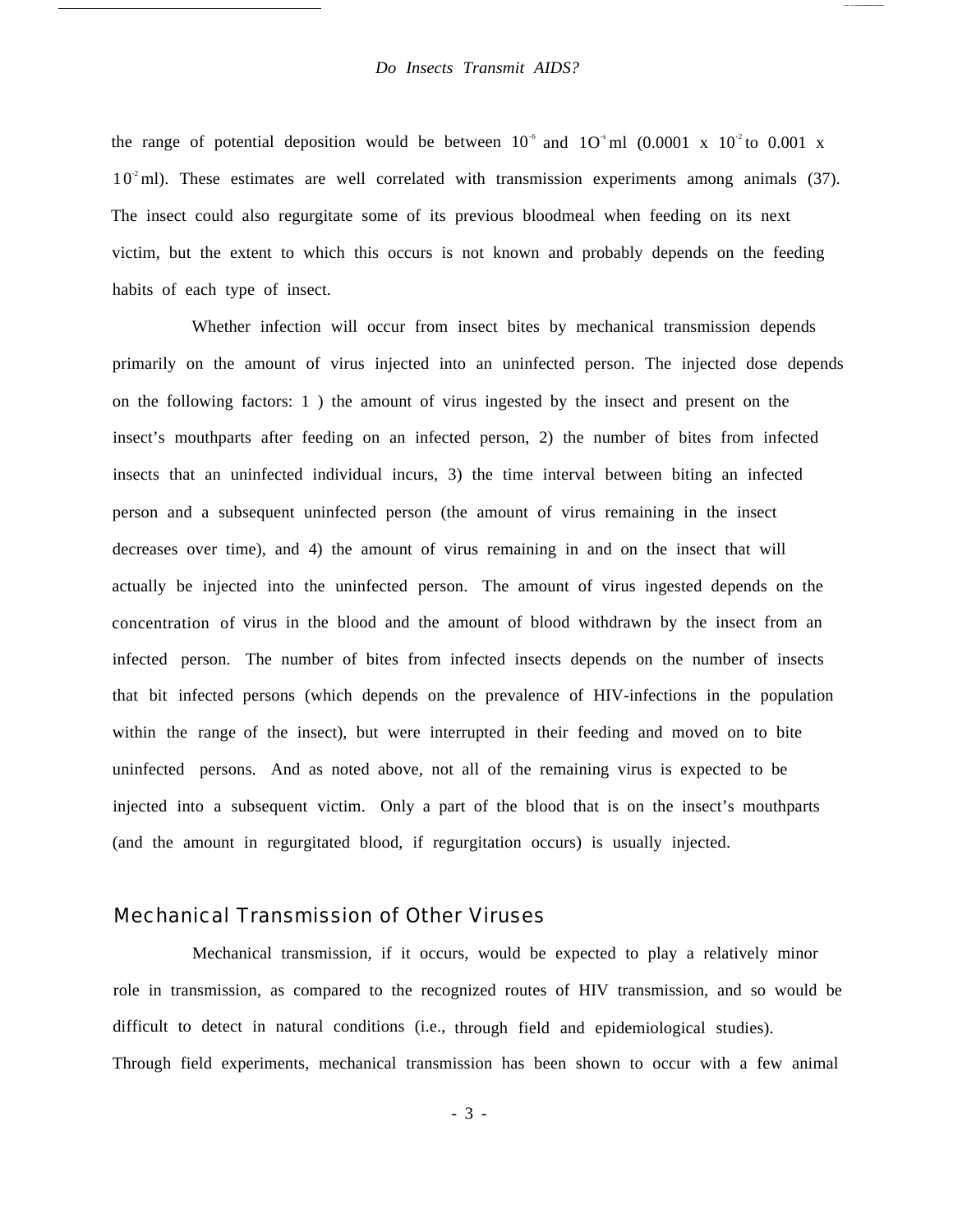the range of potential deposition would be between $10^{-6}$ and $10^{-5}$ ml ($0.0001 \times 10^{-2}$ to $0.001 \times 10^{-2}$ ml). These estimates are well correlated with transmission experiments among animals (37). The insect could also regurgitate some of its previous bloodmeal when feeding on its next victim, but the extent to which this occurs is not known and probably depends on the feeding habits of each type of insect.

Whether infection will occur from insect bites by mechanical transmission depends primarily on the amount of virus injected into an uninfected person. The injected dose depends on the following factors: 1) the amount of virus ingested by the insect and present on the insect's mouthparts after feeding on an infected person, 2) the number of bites from infected insects that an uninfected individual incurs, 3) the time interval between biting an infected person and a subsequent uninfected person (the amount of virus remaining in the insect decreases over time), and 4) the amount of virus remaining in and on the insect that will actually be injected into the uninfected person. The amount of virus ingested depends on the concentration of virus in the blood and the amount of blood withdrawn by the insect from an infected person. The number of bites from infected insects depends on the number of insects that bit infected persons (which depends on the prevalence of HIV-infections in the population within the range of the insect), but were interrupted in their feeding and moved on to bite uninfected persons. And as noted above, not all of the remaining virus is expected to be injected into a subsequent victim. Only a part of the blood that is on the insect's mouthparts (and the amount in regurgitated blood, if regurgitation occurs) is usually injected.

## Mechanical Transmission of Other Viruses

Mechanical transmission, if it occurs, would be expected to play a relatively minor role in transmission, as compared to the recognized routes of HIV transmission, and so would be difficult to detect in natural conditions (i.e., through field and epidemiological studies). Through field experiments, mechanical transmission has been shown to occur with a few animal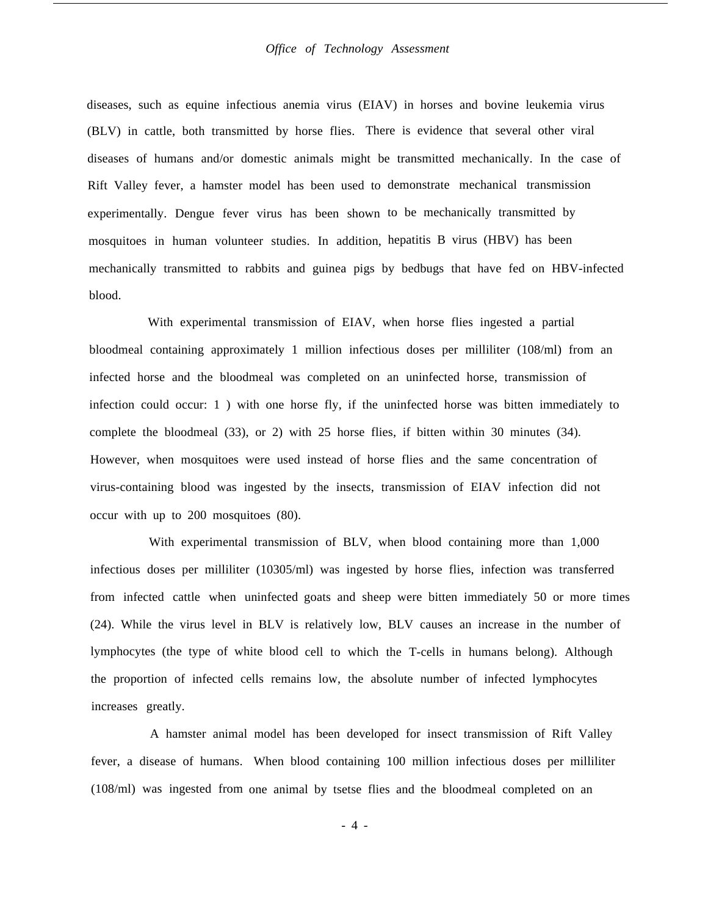diseases, such as equine infectious anemia virus (EIAV) in horses and bovine leukemia virus (BLV) in cattle, both transmitted by horse flies. There is evidence that several other viral diseases of humans and/or domestic animals might be transmitted mechanically. In the case of Rift Valley fever, a hamster model has been used to demonstrate mechanical transmission experimentally. Dengue fever virus has been shown to be mechanically transmitted by mosquitoes in human volunteer studies. In addition, hepatitis B virus (HBV) has been mechanically transmitted to rabbits and guinea pigs by bedbugs that have fed on HBV-infected blood.

With experimental transmission of EIAV, when horse flies ingested a partial bloodmeal containing approximately 1 million infectious doses per milliliter (108/ml) from an infected horse and the bloodmeal was completed on an uninfected horse, transmission of infection could occur: 1 ) with one horse fly, if the uninfected horse was bitten immediately to complete the bloodmeal (33), or 2) with 25 horse flies, if bitten within 30 minutes (34). However, when mosquitoes were used instead of horse flies and the same concentration of virus-containing blood was ingested by the insects, transmission of EIAV infection did not occur with up to 200 mosquitoes (80).

With experimental transmission of BLV, when blood containing more than 1,000 infectious doses per milliliter (10305/ml) was ingested by horse flies, infection was transferred from infected cattle when uninfected goats and sheep were bitten immediately 50 or more times (24). While the virus level in BLV is relatively low, BLV causes an increase in the number of lymphocytes (the type of white blood cell to which the T-cells in humans belong). Although the proportion of infected cells remains low, the absolute number of infected lymphocytes increases greatly.

A hamster animal model has been developed for insect transmission of Rift Valley fever, a disease of humans. When blood containing 100 million infectious doses per milliliter (108/ml) was ingested from one animal by tsetse flies and the bloodmeal completed on an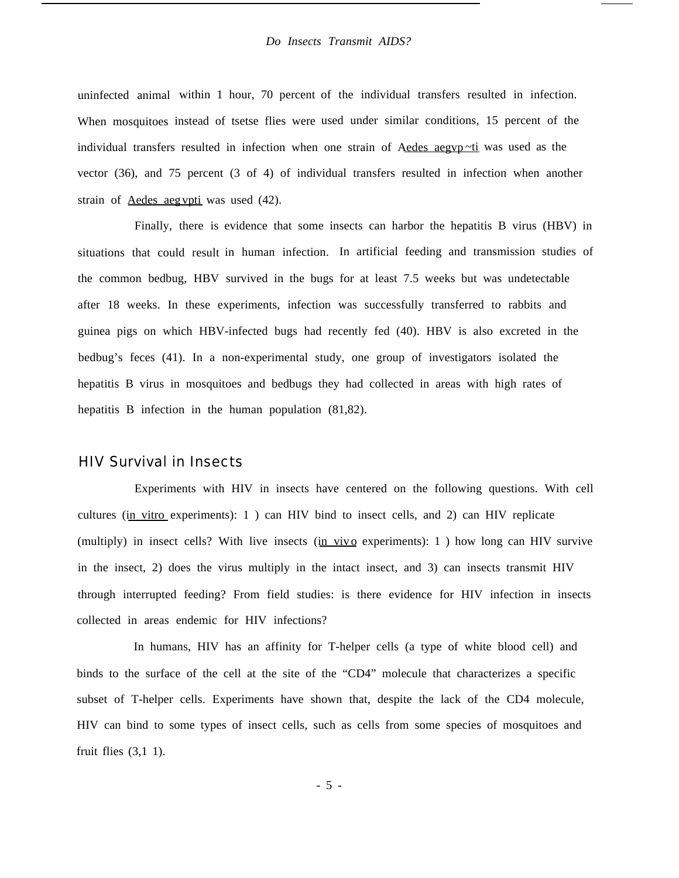uninfected animal within 1 hour, 70 percent of the individual transfers resulted in infection. When mosquitoes instead of tsetse flies were used under similar conditions, 15 percent of the individual transfers resulted in infection when one strain of _Aedes aegvp~ti_ was used as the vector (36), and 75 percent (3 of 4) of individual transfers resulted in infection when another strain of _Aedes aeg vpti_ was used (42).

Finally, there is evidence that some insects can harbor the hepatitis B virus (HBV) in situations that could result in human infection. In artificial feeding and transmission studies of the common bedbug, HBV survived in the bugs for at least 7.5 weeks but was undetectable after 18 weeks. In these experiments, infection was successfully transferred to rabbits and guinea pigs on which HBV-infected bugs had recently fed (40). HBV is also excreted in the bedbug's feces (41). In a non-experimental study, one group of investigators isolated the hepatitis B virus in mosquitoes and bedbugs they had collected in areas with high rates of hepatitis B infection in the human population (81,82).

## HIV Survival in Insects

Experiments with HIV in insects have centered on the following questions. With cell cultures (_in vitro_ experiments): 1 ) can HIV bind to insect cells, and 2) can HIV replicate (multiply) in insect cells? With live insects (_in vivo_ experiments): 1 ) how long can HIV survive in the insect, 2) does the virus multiply in the intact insect, and 3) can insects transmit HIV through interrupted feeding? From field studies: is there evidence for HIV infection in insects collected in areas endemic for HIV infections?

In humans, HIV has an affinity for T-helper cells (a type of white blood cell) and binds to the surface of the cell at the site of the "CD4" molecule that characterizes a specific subset of T-helper cells. Experiments have shown that, despite the lack of the CD4 molecule, HIV can bind to some types of insect cells, such as cells from some species of mosquitoes and fruit flies (3,1 1).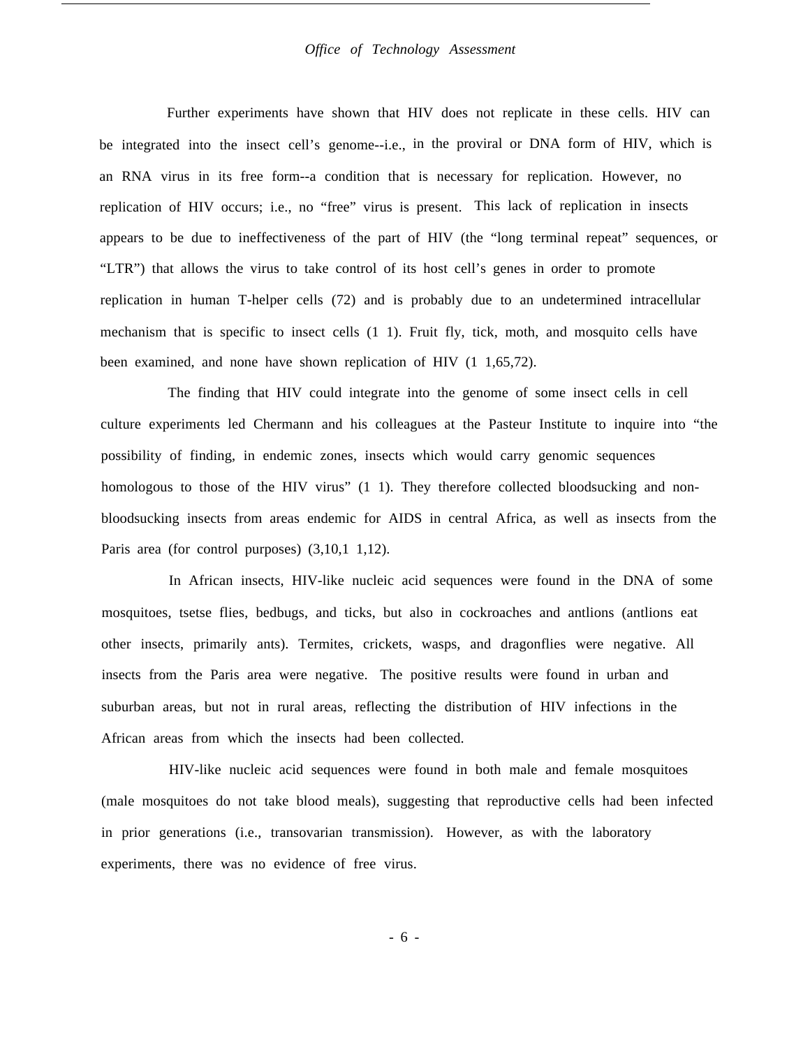Further experiments have shown that HIV does not replicate in these cells. HIV can be integrated into the insect cell's genome--i.e., in the proviral or DNA form of HIV, which is an RNA virus in its free form--a condition that is necessary for replication. However, no replication of HIV occurs; i.e., no "free" virus is present. This lack of replication in insects appears to be due to ineffectiveness of the part of HIV (the "long terminal repeat" sequences, or "LTR") that allows the virus to take control of its host cell's genes in order to promote replication in human T-helper cells (72) and is probably due to an undetermined intracellular mechanism that is specific to insect cells (1 1). Fruit fly, tick, moth, and mosquito cells have been examined, and none have shown replication of HIV (1 1,65,72).

The finding that HIV could integrate into the genome of some insect cells in cell culture experiments led Chermann and his colleagues at the Pasteur Institute to inquire into "the possibility of finding, in endemic zones, insects which would carry genomic sequences homologous to those of the HIV virus" (1 1). They therefore collected bloodsucking and non-bloodsucking insects from areas endemic for AIDS in central Africa, as well as insects from the Paris area (for control purposes) (3,10,1 1,12).

In African insects, HIV-like nucleic acid sequences were found in the DNA of some mosquitoes, tsetse flies, bedbugs, and ticks, but also in cockroaches and antlions (antlions eat other insects, primarily ants). Termites, crickets, wasps, and dragonflies were negative. All insects from the Paris area were negative. The positive results were found in urban and suburban areas, but not in rural areas, reflecting the distribution of HIV infections in the African areas from which the insects had been collected.

HIV-like nucleic acid sequences were found in both male and female mosquitoes (male mosquitoes do not take blood meals), suggesting that reproductive cells had been infected in prior generations (i.e., transovarian transmission). However, as with the laboratory experiments, there was no evidence of free virus.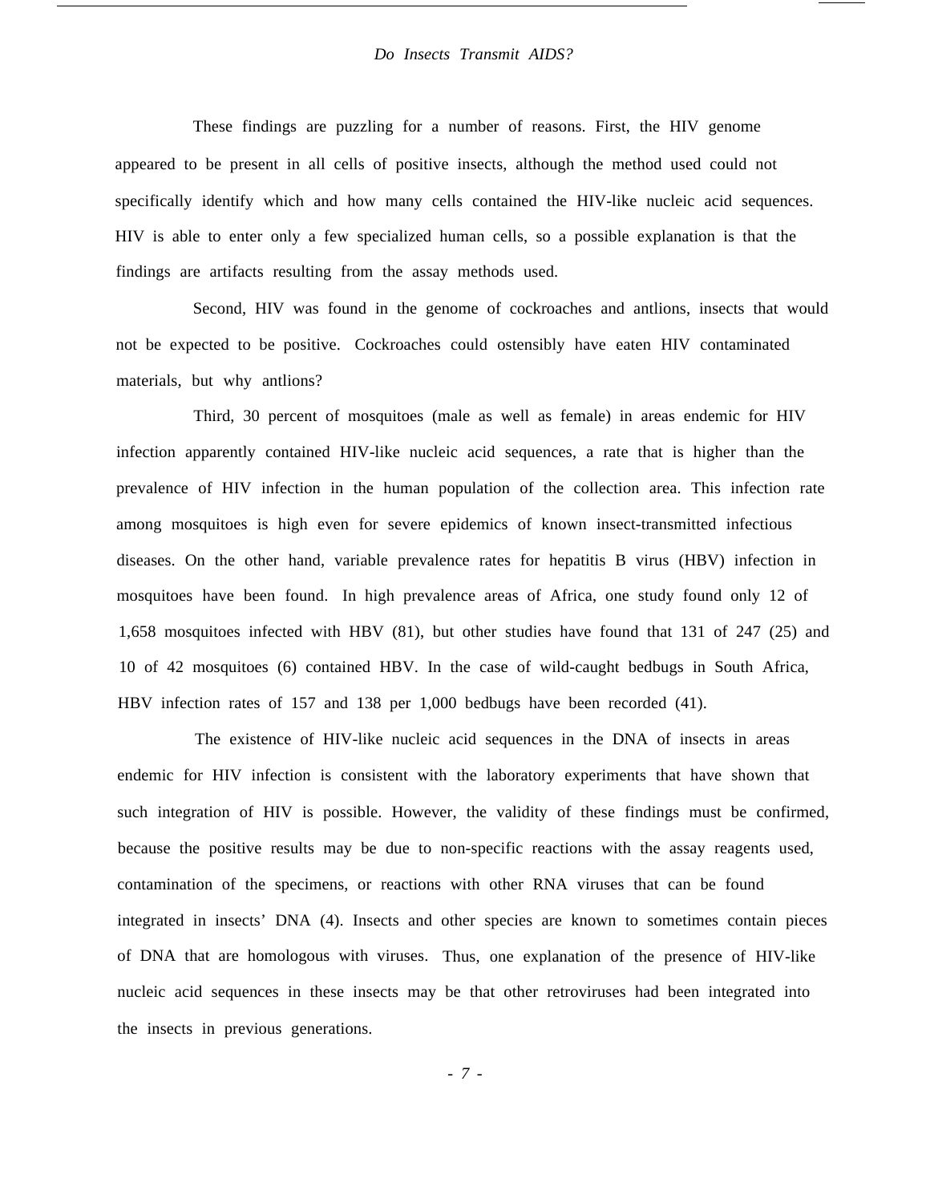These findings are puzzling for a number of reasons. First, the HIV genome appeared to be present in all cells of positive insects, although the method used could not specifically identify which and how many cells contained the HIV-like nucleic acid sequences. HIV is able to enter only a few specialized human cells, so a possible explanation is that the findings are artifacts resulting from the assay methods used.

Second, HIV was found in the genome of cockroaches and antlions, insects that would not be expected to be positive. Cockroaches could ostensibly have eaten HIV contaminated materials, but why antlions?

Third, 30 percent of mosquitoes (male as well as female) in areas endemic for HIV infection apparently contained HIV-like nucleic acid sequences, a rate that is higher than the prevalence of HIV infection in the human population of the collection area. This infection rate among mosquitoes is high even for severe epidemics of known insect-transmitted infectious diseases. On the other hand, variable prevalence rates for hepatitis B virus (HBV) infection in mosquitoes have been found. In high prevalence areas of Africa, one study found only 12 of 1,658 mosquitoes infected with HBV (81), but other studies have found that 131 of 247 (25) and 10 of 42 mosquitoes (6) contained HBV. In the case of wild-caught bedbugs in South Africa, HBV infection rates of 157 and 138 per 1,000 bedbugs have been recorded (41).

The existence of HIV-like nucleic acid sequences in the DNA of insects in areas endemic for HIV infection is consistent with the laboratory experiments that have shown that such integration of HIV is possible. However, the validity of these findings must be confirmed, because the positive results may be due to non-specific reactions with the assay reagents used, contamination of the specimens, or reactions with other RNA viruses that can be found integrated in insects' DNA (4). Insects and other species are known to sometimes contain pieces of DNA that are homologous with viruses. Thus, one explanation of the presence of HIV-like nucleic acid sequences in these insects may be that other retroviruses had been integrated into the insects in previous generations.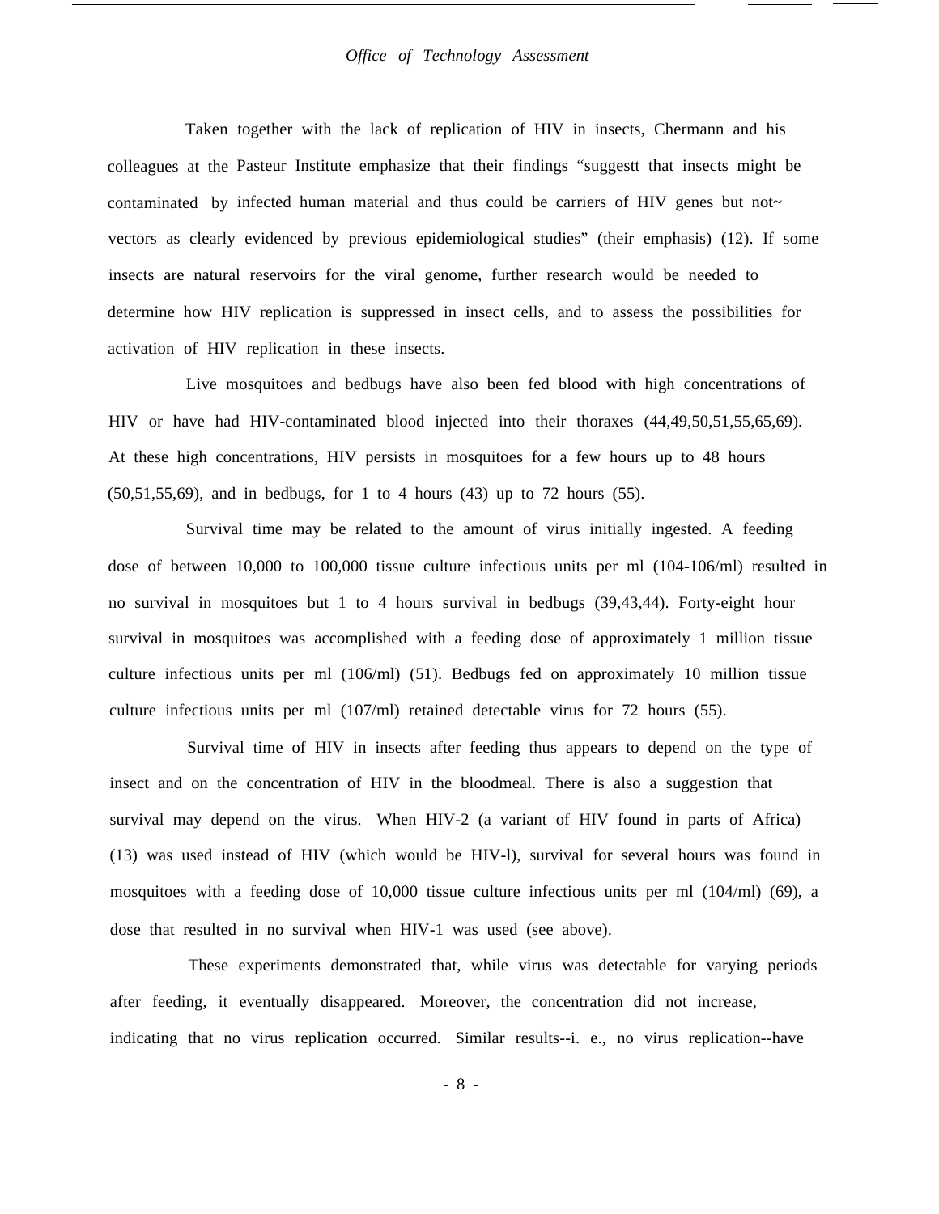Taken together with the lack of replication of HIV in insects, Chermann and his colleagues at the Pasteur Institute emphasize that their findings "suggestt that insects might be contaminated by infected human material and thus could be carriers of HIV genes but not~ vectors as clearly evidenced by previous epidemiological studies" (their emphasis) (12). If some insects are natural reservoirs for the viral genome, further research would be needed to determine how HIV replication is suppressed in insect cells, and to assess the possibilities for activation of HIV replication in these insects.

Live mosquitoes and bedbugs have also been fed blood with high concentrations of HIV or have had HIV-contaminated blood injected into their thoraxes (44,49,50,51,55,65,69). At these high concentrations, HIV persists in mosquitoes for a few hours up to 48 hours (50,51,55,69), and in bedbugs, for 1 to 4 hours (43) up to 72 hours (55).

Survival time may be related to the amount of virus initially ingested. A feeding dose of between 10,000 to 100,000 tissue culture infectious units per ml ($10^4$-$10^6$/ml) resulted in no survival in mosquitoes but 1 to 4 hours survival in bedbugs (39,43,44). Forty-eight hour survival in mosquitoes was accomplished with a feeding dose of approximately 1 million tissue culture infectious units per ml ($10^6$/ml) (51). Bedbugs fed on approximately 10 million tissue culture infectious units per ml ($10^7$/ml) retained detectable virus for 72 hours (55).

Survival time of HIV in insects after feeding thus appears to depend on the type of insect and on the concentration of HIV in the bloodmeal. There is also a suggestion that survival may depend on the virus. When HIV-2 (a variant of HIV found in parts of Africa) (13) was used instead of HIV (which would be HIV-l), survival for several hours was found in mosquitoes with a feeding dose of 10,000 tissue culture infectious units per ml ($10^4$/ml) (69), a dose that resulted in no survival when HIV-1 was used (see above).

These experiments demonstrated that, while virus was detectable for varying periods after feeding, it eventually disappeared. Moreover, the concentration did not increase, indicating that no virus replication occurred. Similar results--i. e., no virus replication--have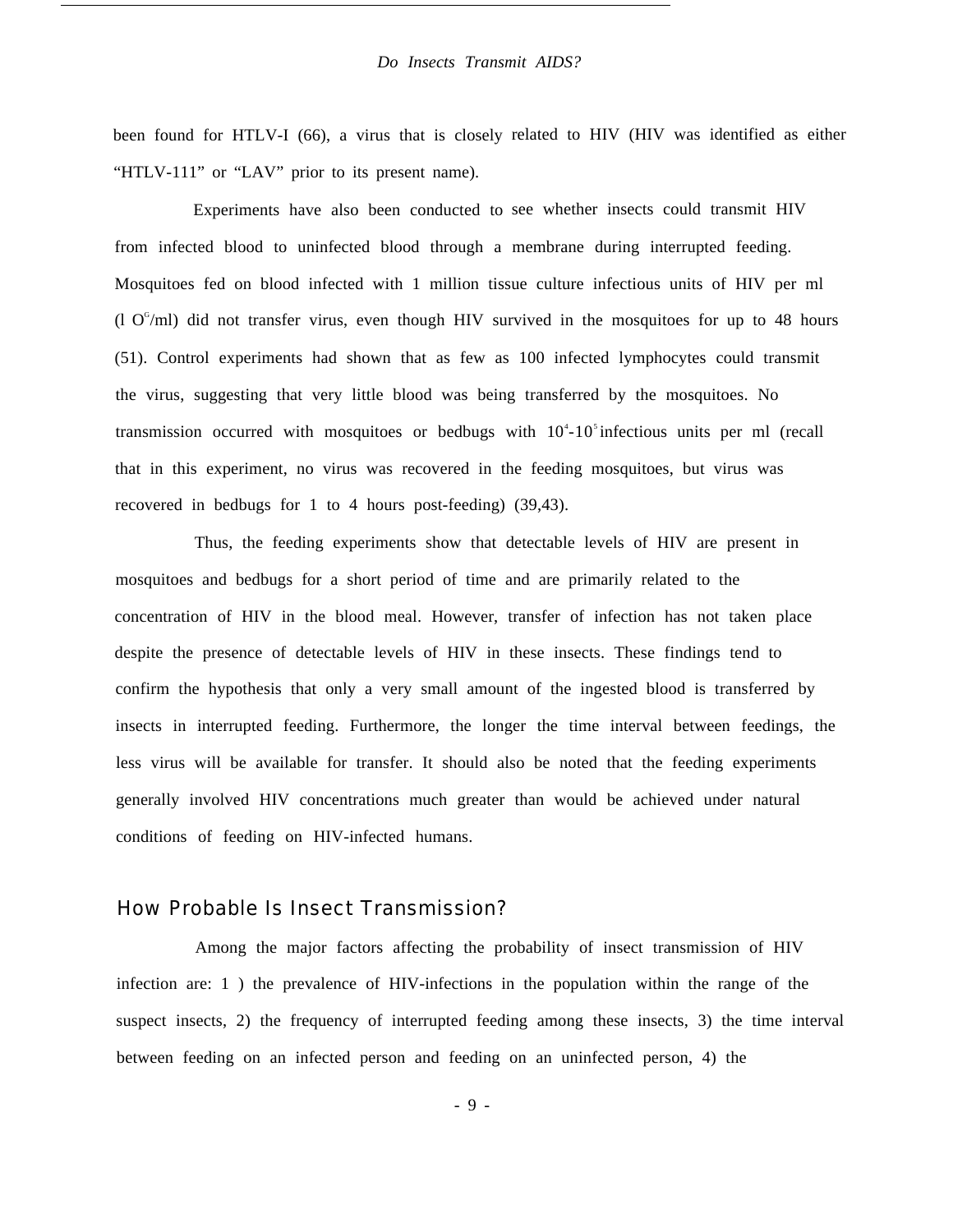been found for HTLV-I (66), a virus that is closely related to HIV (HIV was identified as either "HTLV-111" or "LAV" prior to its present name).

Experiments have also been conducted to see whether insects could transmit HIV from infected blood to uninfected blood through a membrane during interrupted feeding. Mosquitoes fed on blood infected with 1 million tissue culture infectious units of HIV per ml ($10^6$/ml) did not transfer virus, even though HIV survived in the mosquitoes for up to 48 hours (51). Control experiments had shown that as few as 100 infected lymphocytes could transmit the virus, suggesting that very little blood was being transferred by the mosquitoes. No transmission occurred with mosquitoes or bedbugs with $10^4$-$10^5$ infectious units per ml (recall that in this experiment, no virus was recovered in the feeding mosquitoes, but virus was recovered in bedbugs for 1 to 4 hours post-feeding) (39,43).

Thus, the feeding experiments show that detectable levels of HIV are present in mosquitoes and bedbugs for a short period of time and are primarily related to the concentration of HIV in the blood meal. However, transfer of infection has not taken place despite the presence of detectable levels of HIV in these insects. These findings tend to confirm the hypothesis that only a very small amount of the ingested blood is transferred by insects in interrupted feeding. Furthermore, the longer the time interval between feedings, the less virus will be available for transfer. It should also be noted that the feeding experiments generally involved HIV concentrations much greater than would be achieved under natural conditions of feeding on HIV-infected humans.

## How Probable Is Insect Transmission?

Among the major factors affecting the probability of insect transmission of HIV infection are: 1 ) the prevalence of HIV-infections in the population within the range of the suspect insects, 2) the frequency of interrupted feeding among these insects, 3) the time interval between feeding on an infected person and feeding on an uninfected person, 4) the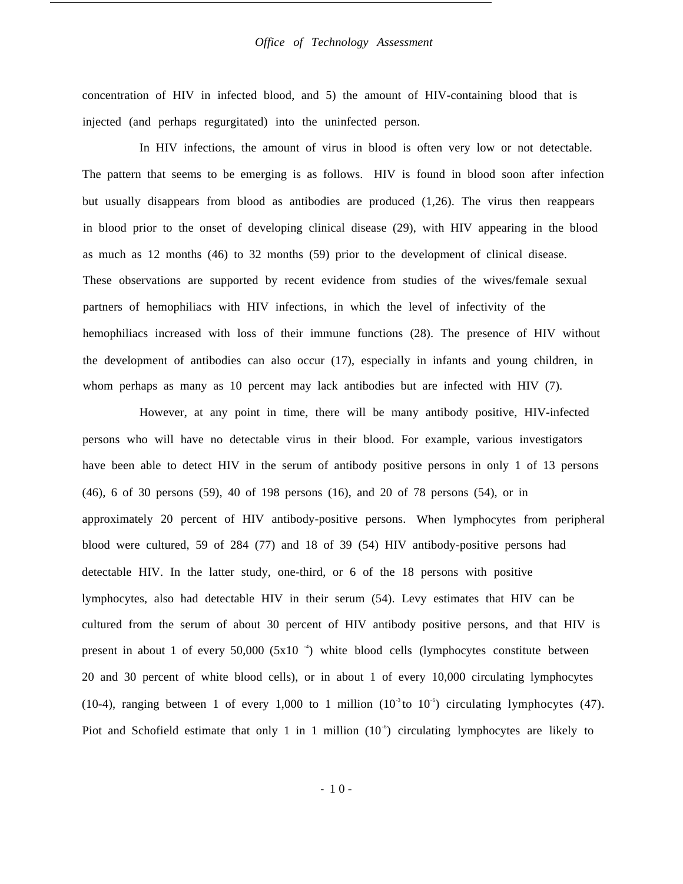concentration of HIV in infected blood, and 5) the amount of HIV-containing blood that is injected (and perhaps regurgitated) into the uninfected person.

In HIV infections, the amount of virus in blood is often very low or not detectable. The pattern that seems to be emerging is as follows. HIV is found in blood soon after infection but usually disappears from blood as antibodies are produced (1,26). The virus then reappears in blood prior to the onset of developing clinical disease (29), with HIV appearing in the blood as much as 12 months (46) to 32 months (59) prior to the development of clinical disease. These observations are supported by recent evidence from studies of the wives/female sexual partners of hemophiliacs with HIV infections, in which the level of infectivity of the hemophiliacs increased with loss of their immune functions (28). The presence of HIV without the development of antibodies can also occur (17), especially in infants and young children, in whom perhaps as many as 10 percent may lack antibodies but are infected with HIV (7).

However, at any point in time, there will be many antibody positive, HIV-infected persons who will have no detectable virus in their blood. For example, various investigators have been able to detect HIV in the serum of antibody positive persons in only 1 of 13 persons (46), 6 of 30 persons (59), 40 of 198 persons (16), and 20 of 78 persons (54), or in approximately 20 percent of HIV antibody-positive persons. When lymphocytes from peripheral blood were cultured, 59 of 284 (77) and 18 of 39 (54) HIV antibody-positive persons had detectable HIV. In the latter study, one-third, or 6 of the 18 persons with positive lymphocytes, also had detectable HIV in their serum (54). Levy estimates that HIV can be cultured from the serum of about 30 percent of HIV antibody positive persons, and that HIV is present in about 1 of every 50,000 ($5 \times 10^{-4}$) white blood cells (lymphocytes constitute between 20 and 30 percent of white blood cells), or in about 1 of every 10,000 circulating lymphocytes (10-4), ranging between 1 of every 1,000 to 1 million ($10^{-3}$ to $10^{-6}$) circulating lymphocytes (47). Piot and Schofield estimate that only 1 in 1 million ($10^{-6}$) circulating lymphocytes are likely to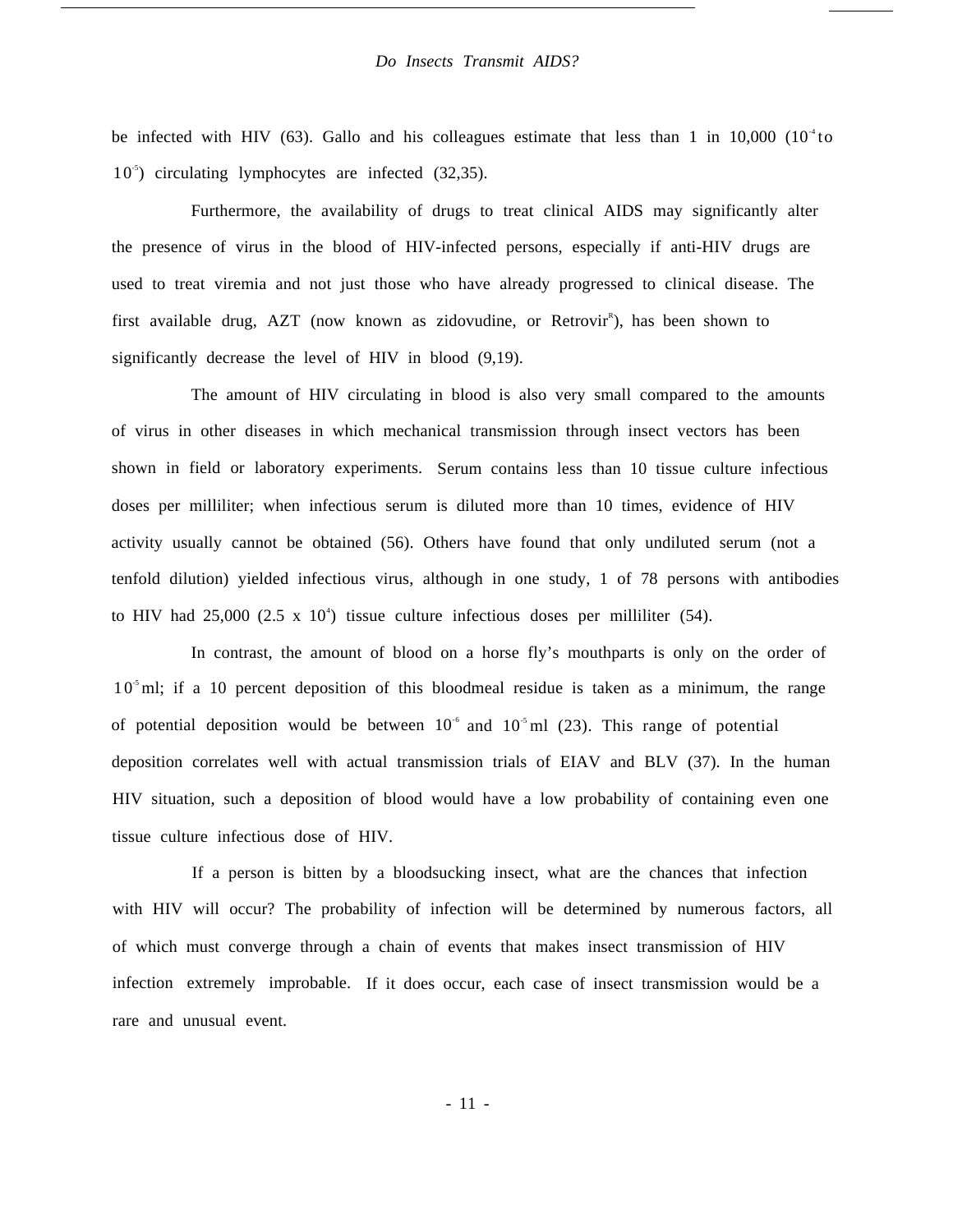be infected with HIV (63). Gallo and his colleagues estimate that less than 1 in 10,000 ($10^{-4}$ to $10^{-5}$) circulating lymphocytes are infected (32,35).

Furthermore, the availability of drugs to treat clinical AIDS may significantly alter the presence of virus in the blood of HIV-infected persons, especially if anti-HIV drugs are used to treat viremia and not just those who have already progressed to clinical disease. The first available drug, AZT (now known as zidovudine, or Retrovir®), has been shown to significantly decrease the level of HIV in blood (9,19).

The amount of HIV circulating in blood is also very small compared to the amounts of virus in other diseases in which mechanical transmission through insect vectors has been shown in field or laboratory experiments. Serum contains less than 10 tissue culture infectious doses per milliliter; when infectious serum is diluted more than 10 times, evidence of HIV activity usually cannot be obtained (56). Others have found that only undiluted serum (not a tenfold dilution) yielded infectious virus, although in one study, 1 of 78 persons with antibodies to HIV had 25,000 ($2.5 \times 10^4$) tissue culture infectious doses per milliliter (54).

In contrast, the amount of blood on a horse fly's mouthparts is only on the order of $10^{-5}$ ml; if a 10 percent deposition of this bloodmeal residue is taken as a minimum, the range of potential deposition would be between $10^{-6}$ and $10^{-5}$ ml (23). This range of potential deposition correlates well with actual transmission trials of EIAV and BLV (37). In the human HIV situation, such a deposition of blood would have a low probability of containing even one tissue culture infectious dose of HIV.

If a person is bitten by a bloodsucking insect, what are the chances that infection with HIV will occur? The probability of infection will be determined by numerous factors, all of which must converge through a chain of events that makes insect transmission of HIV infection extremely improbable. If it does occur, each case of insect transmission would be a rare and unusual event.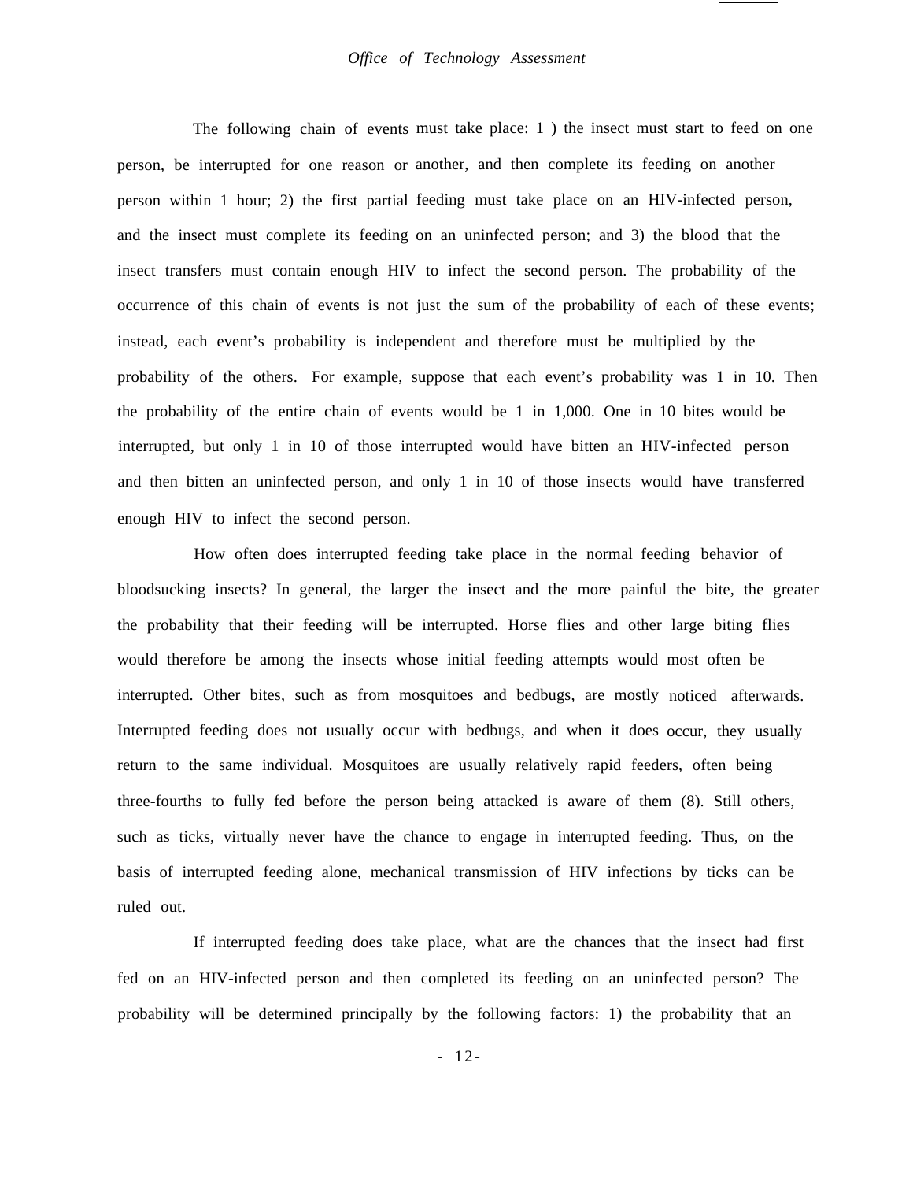The following chain of events must take place: 1 ) the insect must start to feed on one person, be interrupted for one reason or another, and then complete its feeding on another person within 1 hour; 2) the first partial feeding must take place on an HIV-infected person, and the insect must complete its feeding on an uninfected person; and 3) the blood that the insect transfers must contain enough HIV to infect the second person. The probability of the occurrence of this chain of events is not just the sum of the probability of each of these events; instead, each event's probability is independent and therefore must be multiplied by the probability of the others. For example, suppose that each event's probability was 1 in 10. Then the probability of the entire chain of events would be 1 in 1,000. One in 10 bites would be interrupted, but only 1 in 10 of those interrupted would have bitten an HIV-infected person and then bitten an uninfected person, and only 1 in 10 of those insects would have transferred enough HIV to infect the second person.

How often does interrupted feeding take place in the normal feeding behavior of bloodsucking insects? In general, the larger the insect and the more painful the bite, the greater the probability that their feeding will be interrupted. Horse flies and other large biting flies would therefore be among the insects whose initial feeding attempts would most often be interrupted. Other bites, such as from mosquitoes and bedbugs, are mostly noticed afterwards. Interrupted feeding does not usually occur with bedbugs, and when it does occur, they usually return to the same individual. Mosquitoes are usually relatively rapid feeders, often being three-fourths to fully fed before the person being attacked is aware of them (8). Still others, such as ticks, virtually never have the chance to engage in interrupted feeding. Thus, on the basis of interrupted feeding alone, mechanical transmission of HIV infections by ticks can be ruled out.

If interrupted feeding does take place, what are the chances that the insect had first fed on an HIV-infected person and then completed its feeding on an uninfected person? The probability will be determined principally by the following factors: 1) the probability that an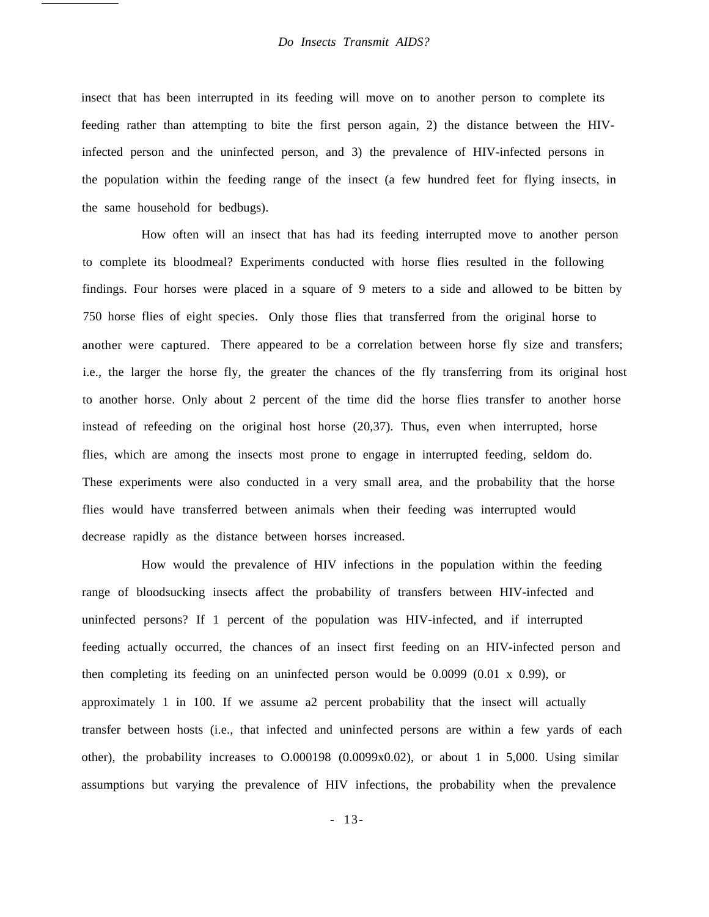insect that has been interrupted in its feeding will move on to another person to complete its feeding rather than attempting to bite the first person again, 2) the distance between the HIV-infected person and the uninfected person, and 3) the prevalence of HIV-infected persons in the population within the feeding range of the insect (a few hundred feet for flying insects, in the same household for bedbugs).

How often will an insect that has had its feeding interrupted move to another person to complete its bloodmeal? Experiments conducted with horse flies resulted in the following findings. Four horses were placed in a square of 9 meters to a side and allowed to be bitten by 750 horse flies of eight species. Only those flies that transferred from the original horse to another were captured. There appeared to be a correlation between horse fly size and transfers; i.e., the larger the horse fly, the greater the chances of the fly transferring from its original host to another horse. Only about 2 percent of the time did the horse flies transfer to another horse instead of refeeding on the original host horse (20,37). Thus, even when interrupted, horse flies, which are among the insects most prone to engage in interrupted feeding, seldom do. These experiments were also conducted in a very small area, and the probability that the horse flies would have transferred between animals when their feeding was interrupted would decrease rapidly as the distance between horses increased.

How would the prevalence of HIV infections in the population within the feeding range of bloodsucking insects affect the probability of transfers between HIV-infected and uninfected persons? If 1 percent of the population was HIV-infected, and if interrupted feeding actually occurred, the chances of an insect first feeding on an HIV-infected person and then completing its feeding on an uninfected person would be 0.0099 (0.01 x 0.99), or approximately 1 in 100. If we assume a2 percent probability that the insect will actually transfer between hosts (i.e., that infected and uninfected persons are within a few yards of each other), the probability increases to O.000198 (0.0099x0.02), or about 1 in 5,000. Using similar assumptions but varying the prevalence of HIV infections, the probability when the prevalence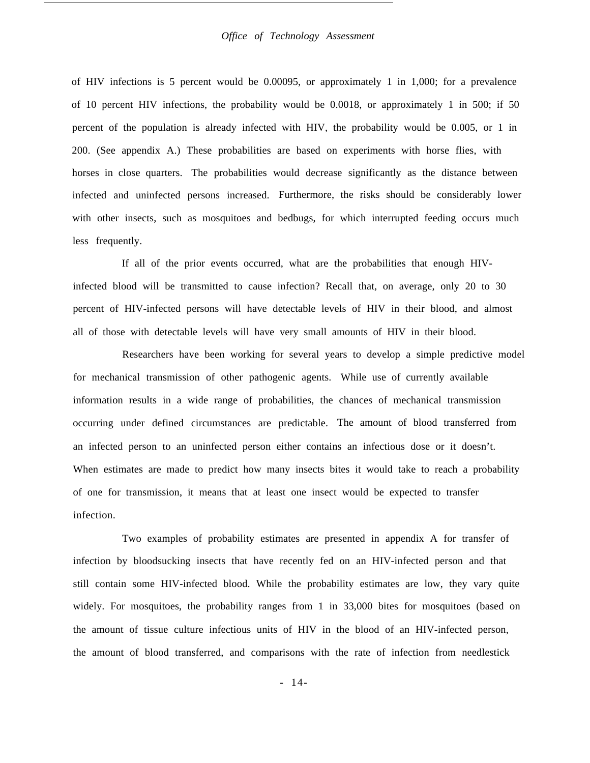of HIV infections is 5 percent would be 0.00095, or approximately 1 in 1,000; for a prevalence of 10 percent HIV infections, the probability would be 0.0018, or approximately 1 in 500; if 50 percent of the population is already infected with HIV, the probability would be 0.005, or 1 in 200. (See appendix A.) These probabilities are based on experiments with horse flies, with horses in close quarters. The probabilities would decrease significantly as the distance between infected and uninfected persons increased. Furthermore, the risks should be considerably lower with other insects, such as mosquitoes and bedbugs, for which interrupted feeding occurs much less frequently.

If all of the prior events occurred, what are the probabilities that enough HIV-infected blood will be transmitted to cause infection? Recall that, on average, only 20 to 30 percent of HIV-infected persons will have detectable levels of HIV in their blood, and almost all of those with detectable levels will have very small amounts of HIV in their blood.

Researchers have been working for several years to develop a simple predictive model for mechanical transmission of other pathogenic agents. While use of currently available information results in a wide range of probabilities, the chances of mechanical transmission occurring under defined circumstances are predictable. The amount of blood transferred from an infected person to an uninfected person either contains an infectious dose or it doesn't. When estimates are made to predict how many insects bites it would take to reach a probability of one for transmission, it means that at least one insect would be expected to transfer infection.

Two examples of probability estimates are presented in appendix A for transfer of infection by bloodsucking insects that have recently fed on an HIV-infected person and that still contain some HIV-infected blood. While the probability estimates are low, they vary quite widely. For mosquitoes, the probability ranges from 1 in 33,000 bites for mosquitoes (based on the amount of tissue culture infectious units of HIV in the blood of an HIV-infected person, the amount of blood transferred, and comparisons with the rate of infection from needlestick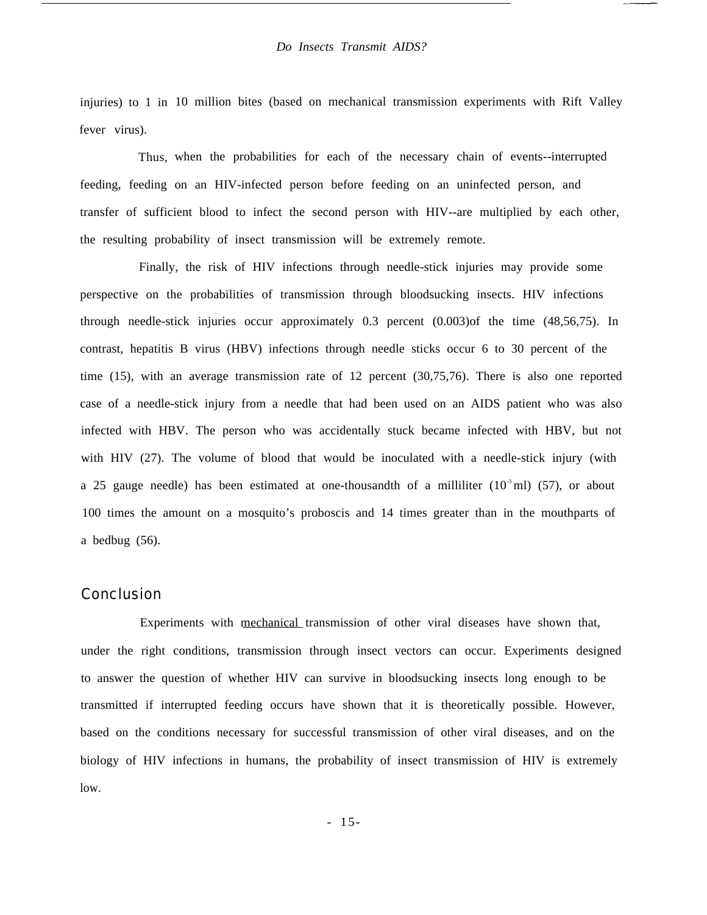injuries) to 1 in 10 million bites (based on mechanical transmission experiments with Rift Valley fever virus).

Thus, when the probabilities for each of the necessary chain of events--interrupted feeding, feeding on an HIV-infected person before feeding on an uninfected person, and transfer of sufficient blood to infect the second person with HIV--are multiplied by each other, the resulting probability of insect transmission will be extremely remote.

Finally, the risk of HIV infections through needle-stick injuries may provide some perspective on the probabilities of transmission through bloodsucking insects. HIV infections through needle-stick injuries occur approximately 0.3 percent (0.003)of the time (48,56,75). In contrast, hepatitis B virus (HBV) infections through needle sticks occur 6 to 30 percent of the time (15), with an average transmission rate of 12 percent (30,75,76). There is also one reported case of a needle-stick injury from a needle that had been used on an AIDS patient who was also infected with HBV. The person who was accidentally stuck became infected with HBV, but not with HIV (27). The volume of blood that would be inoculated with a needle-stick injury (with a 25 gauge needle) has been estimated at one-thousandth of a milliliter ($10^{-3}$ ml) (57), or about 100 times the amount on a mosquito's proboscis and 14 times greater than in the mouthparts of a bedbug (56).

## Conclusion

Experiments with mechanical transmission of other viral diseases have shown that, under the right conditions, transmission through insect vectors can occur. Experiments designed to answer the question of whether HIV can survive in bloodsucking insects long enough to be transmitted if interrupted feeding occurs have shown that it is theoretically possible. However, based on the conditions necessary for successful transmission of other viral diseases, and on the biology of HIV infections in humans, the probability of insect transmission of HIV is extremely low.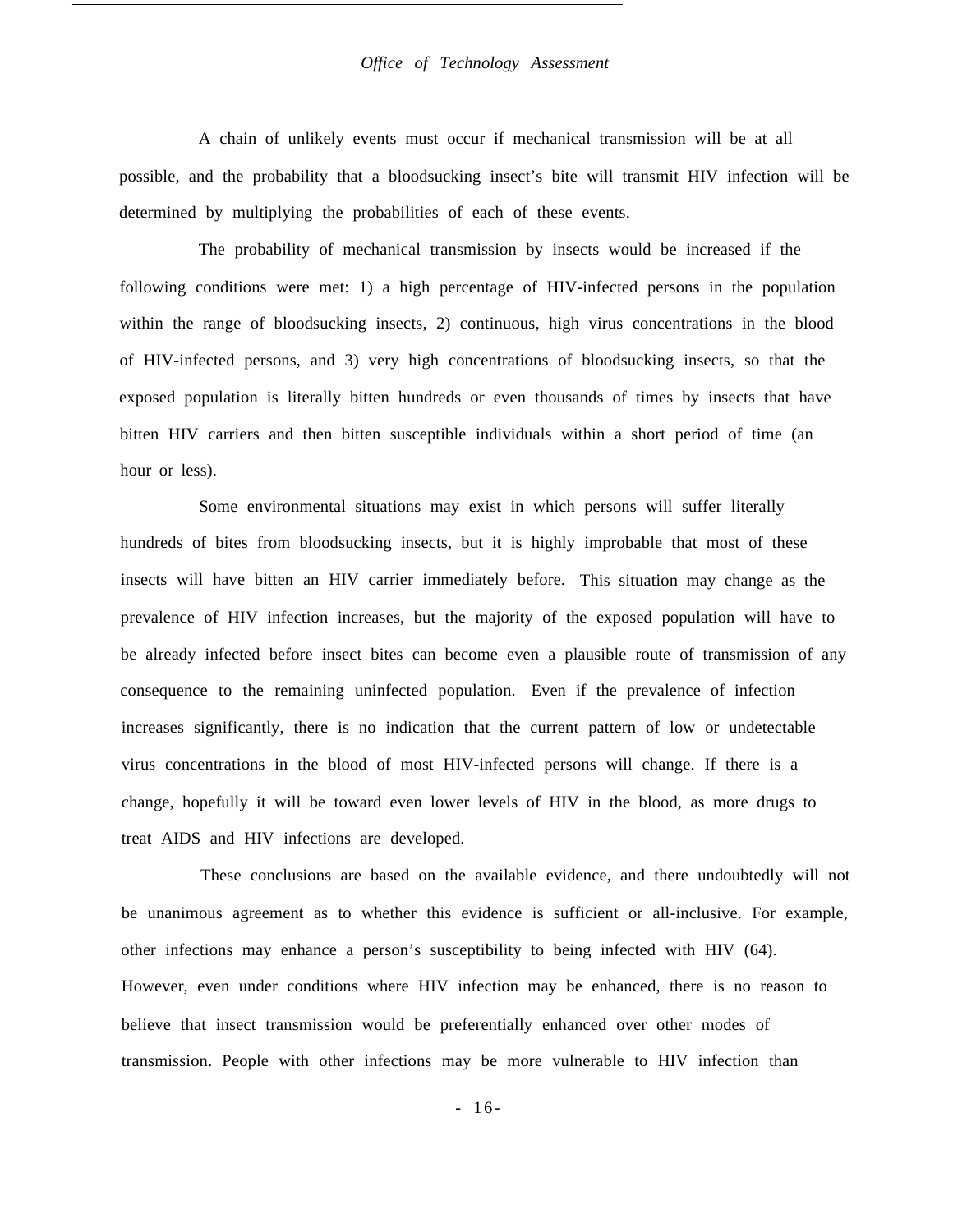A chain of unlikely events must occur if mechanical transmission will be at all possible, and the probability that a bloodsucking insect's bite will transmit HIV infection will be determined by multiplying the probabilities of each of these events.

The probability of mechanical transmission by insects would be increased if the following conditions were met: 1) a high percentage of HIV-infected persons in the population within the range of bloodsucking insects, 2) continuous, high virus concentrations in the blood of HIV-infected persons, and 3) very high concentrations of bloodsucking insects, so that the exposed population is literally bitten hundreds or even thousands of times by insects that have bitten HIV carriers and then bitten susceptible individuals within a short period of time (an hour or less).

Some environmental situations may exist in which persons will suffer literally hundreds of bites from bloodsucking insects, but it is highly improbable that most of these insects will have bitten an HIV carrier immediately before. This situation may change as the prevalence of HIV infection increases, but the majority of the exposed population will have to be already infected before insect bites can become even a plausible route of transmission of any consequence to the remaining uninfected population. Even if the prevalence of infection increases significantly, there is no indication that the current pattern of low or undetectable virus concentrations in the blood of most HIV-infected persons will change. If there is a change, hopefully it will be toward even lower levels of HIV in the blood, as more drugs to treat AIDS and HIV infections are developed.

These conclusions are based on the available evidence, and there undoubtedly will not be unanimous agreement as to whether this evidence is sufficient or all-inclusive. For example, other infections may enhance a person's susceptibility to being infected with HIV (64). However, even under conditions where HIV infection may be enhanced, there is no reason to believe that insect transmission would be preferentially enhanced over other modes of transmission. People with other infections may be more vulnerable to HIV infection than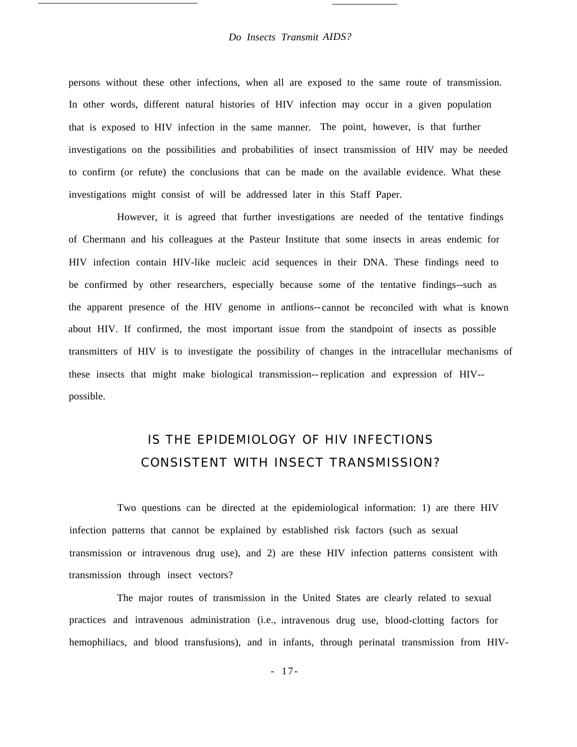persons without these other infections, when all are exposed to the same route of transmission. In other words, different natural histories of HIV infection may occur in a given population that is exposed to HIV infection in the same manner. The point, however, is that further investigations on the possibilities and probabilities of insect transmission of HIV may be needed to confirm (or refute) the conclusions that can be made on the available evidence. What these investigations might consist of will be addressed later in this Staff Paper.

However, it is agreed that further investigations are needed of the tentative findings of Chermann and his colleagues at the Pasteur Institute that some insects in areas endemic for HIV infection contain HIV-like nucleic acid sequences in their DNA. These findings need to be confirmed by other researchers, especially because some of the tentative findings--such as the apparent presence of the HIV genome in antlions--cannot be reconciled with what is known about HIV. If confirmed, the most important issue from the standpoint of insects as possible transmitters of HIV is to investigate the possibility of changes in the intracellular mechanisms of these insects that might make biological transmission--replication and expression of HIV--possible.

## IS THE EPIDEMIOLOGY OF HIV INFECTIONS CONSISTENT WITH INSECT TRANSMISSION?

Two questions can be directed at the epidemiological information: 1) are there HIV infection patterns that cannot be explained by established risk factors (such as sexual transmission or intravenous drug use), and 2) are these HIV infection patterns consistent with transmission through insect vectors?

The major routes of transmission in the United States are clearly related to sexual practices and intravenous administration (i.e., intravenous drug use, blood-clotting factors for hemophiliacs, and blood transfusions), and in infants, through perinatal transmission from HIV-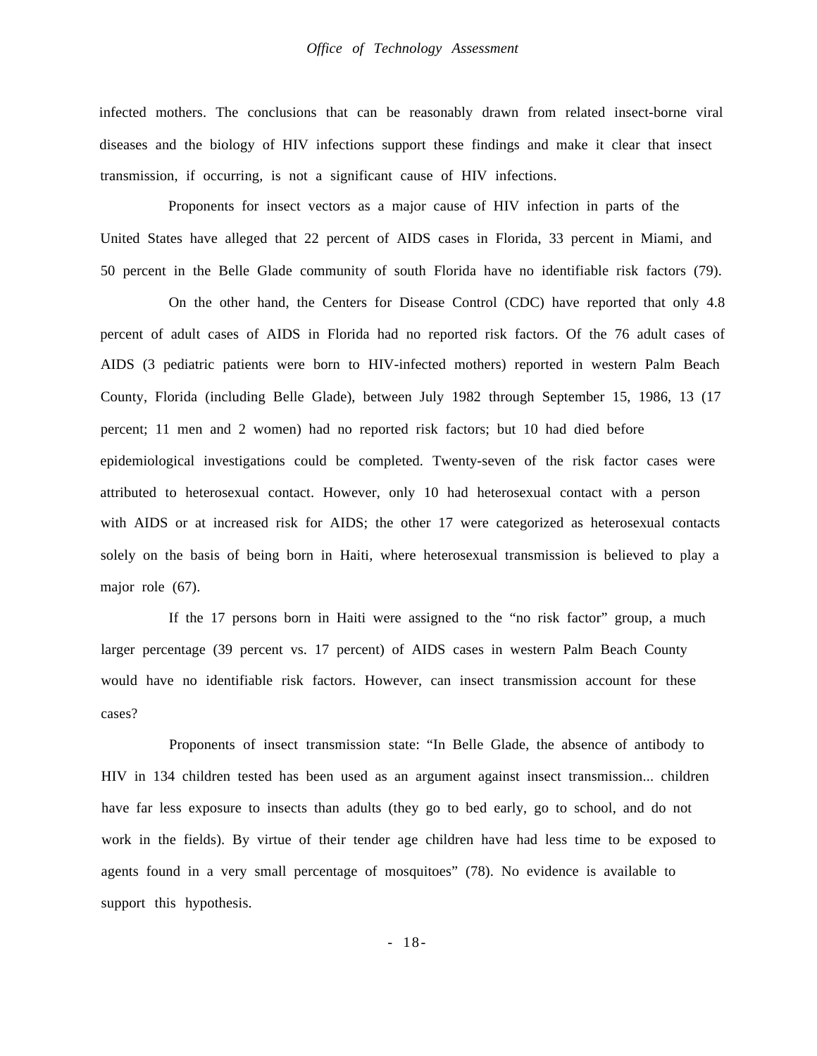infected mothers. The conclusions that can be reasonably drawn from related insect-borne viral diseases and the biology of HIV infections support these findings and make it clear that insect transmission, if occurring, is not a significant cause of HIV infections.

Proponents for insect vectors as a major cause of HIV infection in parts of the United States have alleged that 22 percent of AIDS cases in Florida, 33 percent in Miami, and 50 percent in the Belle Glade community of south Florida have no identifiable risk factors (79).

On the other hand, the Centers for Disease Control (CDC) have reported that only 4.8 percent of adult cases of AIDS in Florida had no reported risk factors. Of the 76 adult cases of AIDS (3 pediatric patients were born to HIV-infected mothers) reported in western Palm Beach County, Florida (including Belle Glade), between July 1982 through September 15, 1986, 13 (17 percent; 11 men and 2 women) had no reported risk factors; but 10 had died before epidemiological investigations could be completed. Twenty-seven of the risk factor cases were attributed to heterosexual contact. However, only 10 had heterosexual contact with a person with AIDS or at increased risk for AIDS; the other 17 were categorized as heterosexual contacts solely on the basis of being born in Haiti, where heterosexual transmission is believed to play a major role (67).

If the 17 persons born in Haiti were assigned to the "no risk factor" group, a much larger percentage (39 percent vs. 17 percent) of AIDS cases in western Palm Beach County would have no identifiable risk factors. However, can insect transmission account for these cases?

Proponents of insect transmission state: "In Belle Glade, the absence of antibody to HIV in 134 children tested has been used as an argument against insect transmission... children have far less exposure to insects than adults (they go to bed early, go to school, and do not work in the fields). By virtue of their tender age children have had less time to be exposed to agents found in a very small percentage of mosquitoes" (78). No evidence is available to support this hypothesis.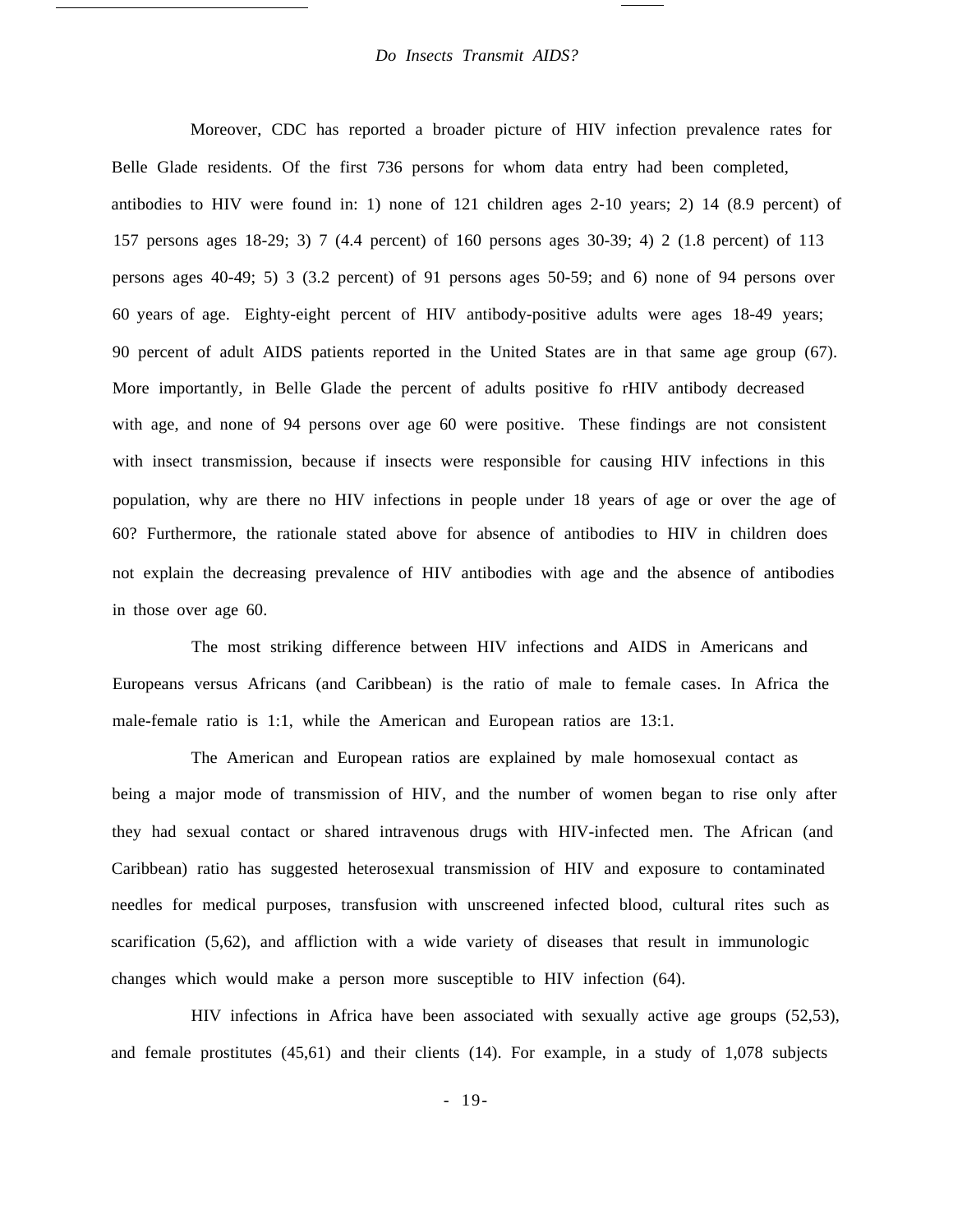Moreover, CDC has reported a broader picture of HIV infection prevalence rates for Belle Glade residents. Of the first 736 persons for whom data entry had been completed, antibodies to HIV were found in: 1) none of 121 children ages 2-10 years; 2) 14 (8.9 percent) of 157 persons ages 18-29; 3) 7 (4.4 percent) of 160 persons ages 30-39; 4) 2 (1.8 percent) of 113 persons ages 40-49; 5) 3 (3.2 percent) of 91 persons ages 50-59; and 6) none of 94 persons over 60 years of age. Eighty-eight percent of HIV antibody-positive adults were ages 18-49 years; 90 percent of adult AIDS patients reported in the United States are in that same age group (67). More importantly, in Belle Glade the percent of adults positive fo rHIV antibody decreased with age, and none of 94 persons over age 60 were positive. These findings are not consistent with insect transmission, because if insects were responsible for causing HIV infections in this population, why are there no HIV infections in people under 18 years of age or over the age of 60? Furthermore, the rationale stated above for absence of antibodies to HIV in children does not explain the decreasing prevalence of HIV antibodies with age and the absence of antibodies in those over age 60.

The most striking difference between HIV infections and AIDS in Americans and Europeans versus Africans (and Caribbean) is the ratio of male to female cases. In Africa the male-female ratio is 1:1, while the American and European ratios are 13:1.

The American and European ratios are explained by male homosexual contact as being a major mode of transmission of HIV, and the number of women began to rise only after they had sexual contact or shared intravenous drugs with HIV-infected men. The African (and Caribbean) ratio has suggested heterosexual transmission of HIV and exposure to contaminated needles for medical purposes, transfusion with unscreened infected blood, cultural rites such as scarification (5,62), and affliction with a wide variety of diseases that result in immunologic changes which would make a person more susceptible to HIV infection (64).

HIV infections in Africa have been associated with sexually active age groups (52,53), and female prostitutes (45,61) and their clients (14). For example, in a study of 1,078 subjects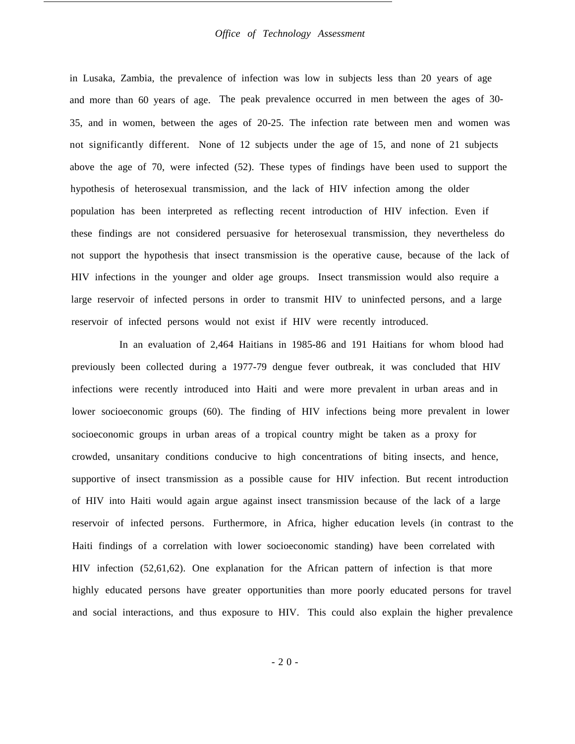in Lusaka, Zambia, the prevalence of infection was low in subjects less than 20 years of age and more than 60 years of age. The peak prevalence occurred in men between the ages of 30-35, and in women, between the ages of 20-25. The infection rate between men and women was not significantly different. None of 12 subjects under the age of 15, and none of 21 subjects above the age of 70, were infected (52). These types of findings have been used to support the hypothesis of heterosexual transmission, and the lack of HIV infection among the older population has been interpreted as reflecting recent introduction of HIV infection. Even if these findings are not considered persuasive for heterosexual transmission, they nevertheless do not support the hypothesis that insect transmission is the operative cause, because of the lack of HIV infections in the younger and older age groups. Insect transmission would also require a large reservoir of infected persons in order to transmit HIV to uninfected persons, and a large reservoir of infected persons would not exist if HIV were recently introduced.

In an evaluation of 2,464 Haitians in 1985-86 and 191 Haitians for whom blood had previously been collected during a 1977-79 dengue fever outbreak, it was concluded that HIV infections were recently introduced into Haiti and were more prevalent in urban areas and in lower socioeconomic groups (60). The finding of HIV infections being more prevalent in lower socioeconomic groups in urban areas of a tropical country might be taken as a proxy for crowded, unsanitary conditions conducive to high concentrations of biting insects, and hence, supportive of insect transmission as a possible cause for HIV infection. But recent introduction of HIV into Haiti would again argue against insect transmission because of the lack of a large reservoir of infected persons. Furthermore, in Africa, higher education levels (in contrast to the Haiti findings of a correlation with lower socioeconomic standing) have been correlated with HIV infection (52,61,62). One explanation for the African pattern of infection is that more highly educated persons have greater opportunities than more poorly educated persons for travel and social interactions, and thus exposure to HIV. This could also explain the higher prevalence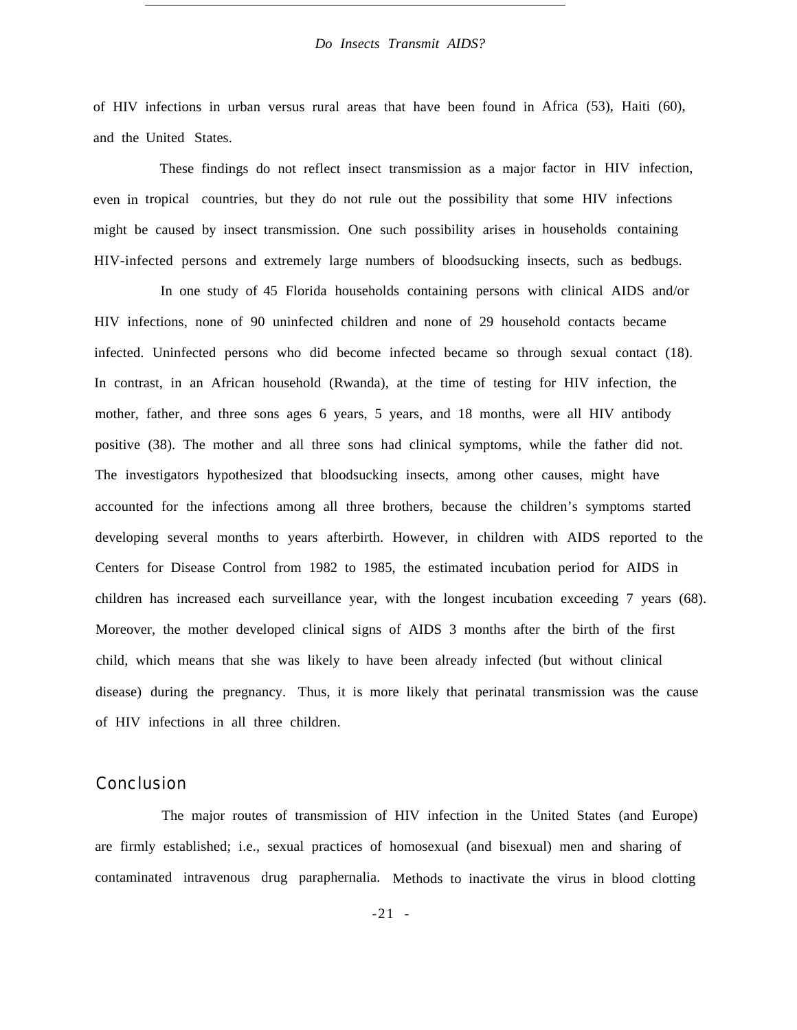of HIV infections in urban versus rural areas that have been found in Africa (53), Haiti (60), and the United States.

These findings do not reflect insect transmission as a major factor in HIV infection, even in tropical countries, but they do not rule out the possibility that some HIV infections might be caused by insect transmission. One such possibility arises in households containing HIV-infected persons and extremely large numbers of bloodsucking insects, such as bedbugs.

In one study of 45 Florida households containing persons with clinical AIDS and/or HIV infections, none of 90 uninfected children and none of 29 household contacts became infected. Uninfected persons who did become infected became so through sexual contact (18). In contrast, in an African household (Rwanda), at the time of testing for HIV infection, the mother, father, and three sons ages 6 years, 5 years, and 18 months, were all HIV antibody positive (38). The mother and all three sons had clinical symptoms, while the father did not. The investigators hypothesized that bloodsucking insects, among other causes, might have accounted for the infections among all three brothers, because the children's symptoms started developing several months to years afterbirth. However, in children with AIDS reported to the Centers for Disease Control from 1982 to 1985, the estimated incubation period for AIDS in children has increased each surveillance year, with the longest incubation exceeding 7 years (68). Moreover, the mother developed clinical signs of AIDS 3 months after the birth of the first child, which means that she was likely to have been already infected (but without clinical disease) during the pregnancy. Thus, it is more likely that perinatal transmission was the cause of HIV infections in all three children.

## Conclusion

The major routes of transmission of HIV infection in the United States (and Europe) are firmly established; i.e., sexual practices of homosexual (and bisexual) men and sharing of contaminated intravenous drug paraphernalia. Methods to inactivate the virus in blood clotting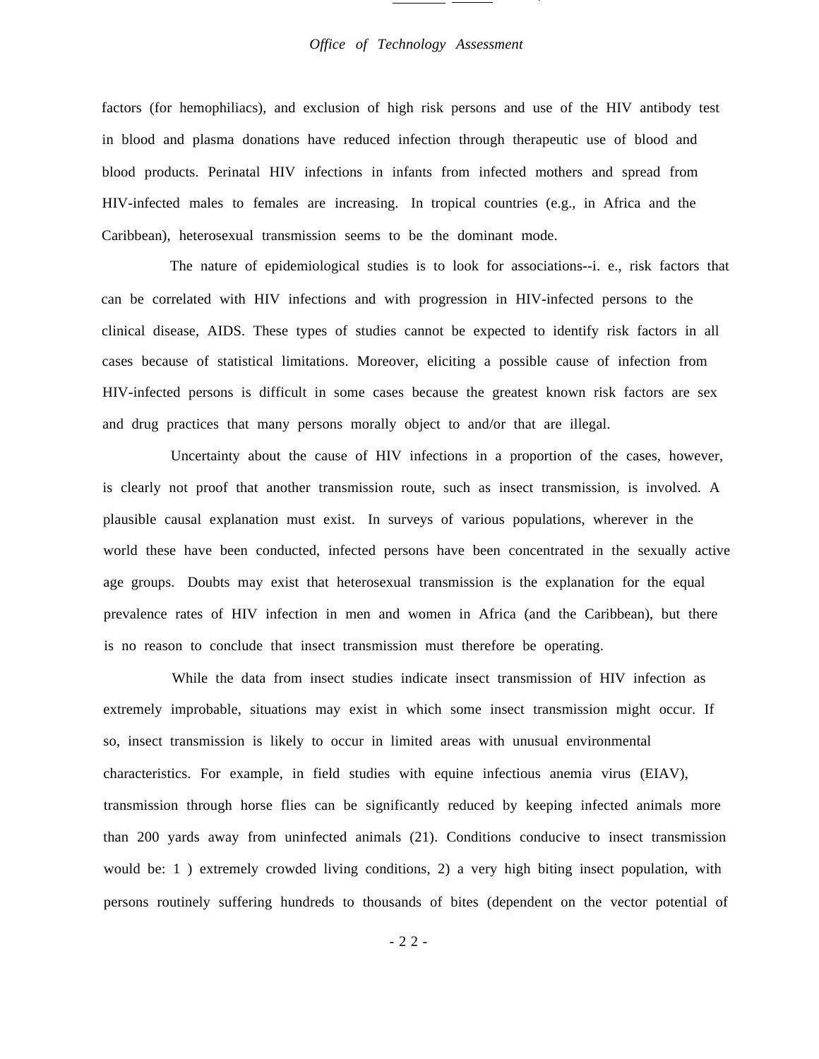factors (for hemophiliacs), and exclusion of high risk persons and use of the HIV antibody test in blood and plasma donations have reduced infection through therapeutic use of blood and blood products. Perinatal HIV infections in infants from infected mothers and spread from HIV-infected males to females are increasing. In tropical countries (e.g., in Africa and the Caribbean), heterosexual transmission seems to be the dominant mode.

The nature of epidemiological studies is to look for associations--i. e., risk factors that can be correlated with HIV infections and with progression in HIV-infected persons to the clinical disease, AIDS. These types of studies cannot be expected to identify risk factors in all cases because of statistical limitations. Moreover, eliciting a possible cause of infection from HIV-infected persons is difficult in some cases because the greatest known risk factors are sex and drug practices that many persons morally object to and/or that are illegal.

Uncertainty about the cause of HIV infections in a proportion of the cases, however, is clearly not proof that another transmission route, such as insect transmission, is involved. A plausible causal explanation must exist. In surveys of various populations, wherever in the world these have been conducted, infected persons have been concentrated in the sexually active age groups. Doubts may exist that heterosexual transmission is the explanation for the equal prevalence rates of HIV infection in men and women in Africa (and the Caribbean), but there is no reason to conclude that insect transmission must therefore be operating.

While the data from insect studies indicate insect transmission of HIV infection as extremely improbable, situations may exist in which some insect transmission might occur. If so, insect transmission is likely to occur in limited areas with unusual environmental characteristics. For example, in field studies with equine infectious anemia virus (EIAV), transmission through horse flies can be significantly reduced by keeping infected animals more than 200 yards away from uninfected animals (21). Conditions conducive to insect transmission would be: 1 ) extremely crowded living conditions, 2) a very high biting insect population, with persons routinely suffering hundreds to thousands of bites (dependent on the vector potential of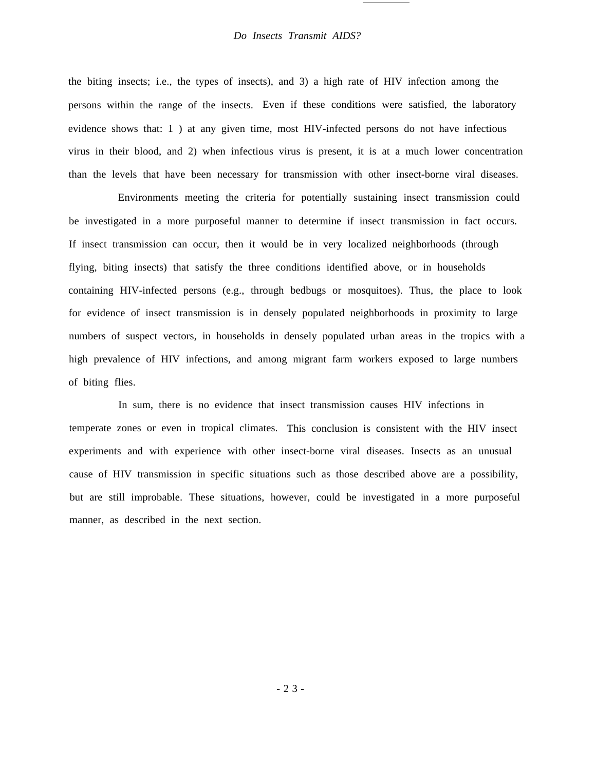the biting insects; i.e., the types of insects), and 3) a high rate of HIV infection among the persons within the range of the insects. Even if these conditions were satisfied, the laboratory evidence shows that: 1 ) at any given time, most HIV-infected persons do not have infectious virus in their blood, and 2) when infectious virus is present, it is at a much lower concentration than the levels that have been necessary for transmission with other insect-borne viral diseases.

Environments meeting the criteria for potentially sustaining insect transmission could be investigated in a more purposeful manner to determine if insect transmission in fact occurs. If insect transmission can occur, then it would be in very localized neighborhoods (through flying, biting insects) that satisfy the three conditions identified above, or in households containing HIV-infected persons (e.g., through bedbugs or mosquitoes). Thus, the place to look for evidence of insect transmission is in densely populated neighborhoods in proximity to large numbers of suspect vectors, in households in densely populated urban areas in the tropics with a high prevalence of HIV infections, and among migrant farm workers exposed to large numbers of biting flies.

In sum, there is no evidence that insect transmission causes HIV infections in temperate zones or even in tropical climates. This conclusion is consistent with the HIV insect experiments and with experience with other insect-borne viral diseases. Insects as an unusual cause of HIV transmission in specific situations such as those described above are a possibility, but are still improbable. These situations, however, could be investigated in a more purposeful manner, as described in the next section.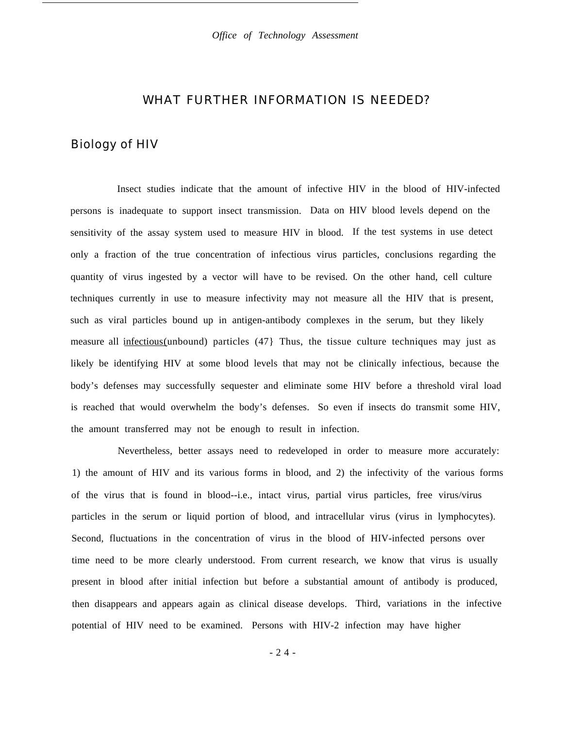## WHAT FURTHER INFORMATION IS NEEDED?

### Biology of HIV

Insect studies indicate that the amount of infective HIV in the blood of HIV-infected persons is inadequate to support insect transmission. Data on HIV blood levels depend on the sensitivity of the assay system used to measure HIV in blood. If the test systems in use detect only a fraction of the true concentration of infectious virus particles, conclusions regarding the quantity of virus ingested by a vector will have to be revised. On the other hand, cell culture techniques currently in use to measure infectivity may not measure all the HIV that is present, such as viral particles bound up in antigen-antibody complexes in the serum, but they likely measure all infectious(unbound) particles (47} Thus, the tissue culture techniques may just as likely be identifying HIV at some blood levels that may not be clinically infectious, because the body's defenses may successfully sequester and eliminate some HIV before a threshold viral load is reached that would overwhelm the body's defenses. So even if insects do transmit some HIV, the amount transferred may not be enough to result in infection.

Nevertheless, better assays need to redeveloped in order to measure more accurately: 1) the amount of HIV and its various forms in blood, and 2) the infectivity of the various forms of the virus that is found in blood--i.e., intact virus, partial virus particles, free virus/virus particles in the serum or liquid portion of blood, and intracellular virus (virus in lymphocytes). Second, fluctuations in the concentration of virus in the blood of HIV-infected persons over time need to be more clearly understood. From current research, we know that virus is usually present in blood after initial infection but before a substantial amount of antibody is produced, then disappears and appears again as clinical disease develops. Third, variations in the infective potential of HIV need to be examined. Persons with HIV-2 infection may have higher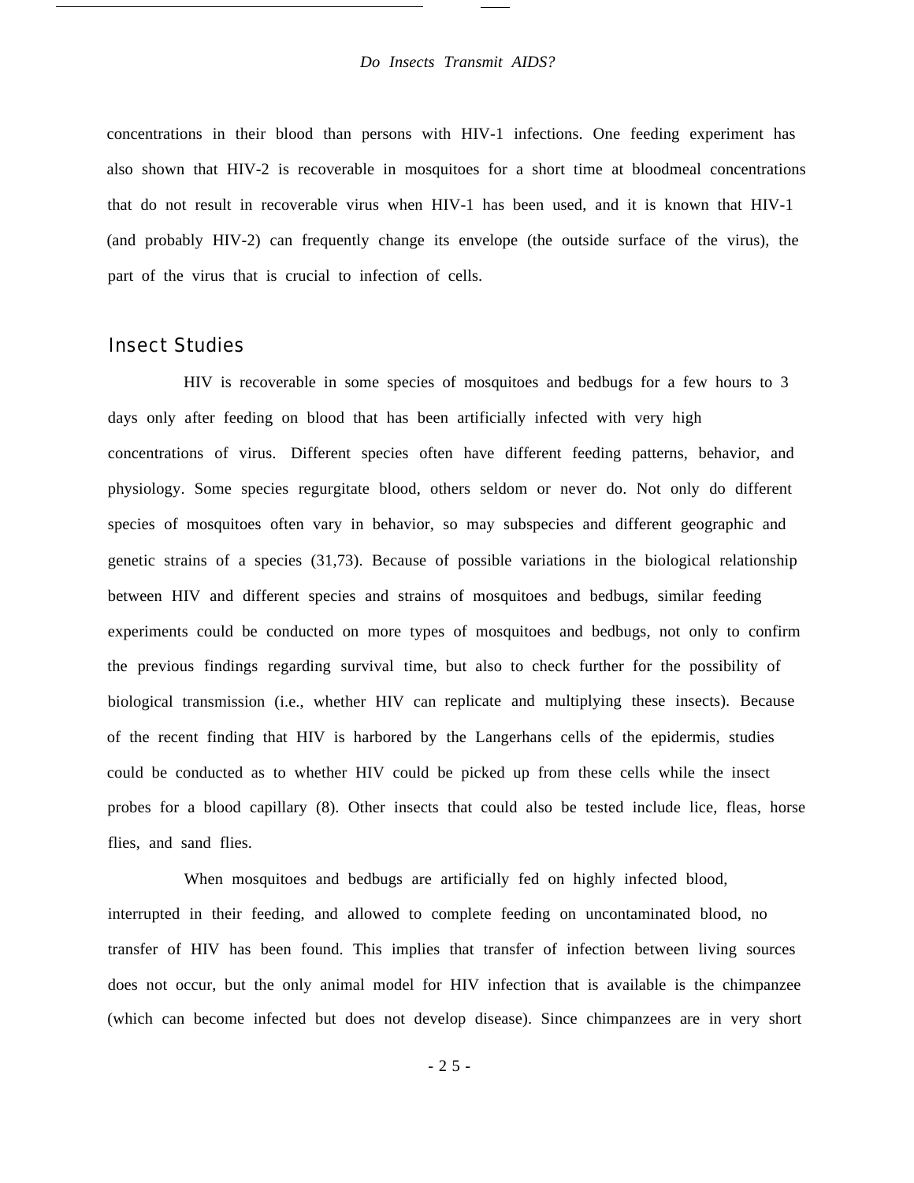concentrations in their blood than persons with HIV-1 infections. One feeding experiment has also shown that HIV-2 is recoverable in mosquitoes for a short time at bloodmeal concentrations that do not result in recoverable virus when HIV-1 has been used, and it is known that HIV-1 (and probably HIV-2) can frequently change its envelope (the outside surface of the virus), the part of the virus that is crucial to infection of cells.

## Insect Studies

HIV is recoverable in some species of mosquitoes and bedbugs for a few hours to 3 days only after feeding on blood that has been artificially infected with very high concentrations of virus. Different species often have different feeding patterns, behavior, and physiology. Some species regurgitate blood, others seldom or never do. Not only do different species of mosquitoes often vary in behavior, so may subspecies and different geographic and genetic strains of a species (31,73). Because of possible variations in the biological relationship between HIV and different species and strains of mosquitoes and bedbugs, similar feeding experiments could be conducted on more types of mosquitoes and bedbugs, not only to confirm the previous findings regarding survival time, but also to check further for the possibility of biological transmission (i.e., whether HIV can replicate and multiplying these insects). Because of the recent finding that HIV is harbored by the Langerhans cells of the epidermis, studies could be conducted as to whether HIV could be picked up from these cells while the insect probes for a blood capillary (8). Other insects that could also be tested include lice, fleas, horse flies, and sand flies.

When mosquitoes and bedbugs are artificially fed on highly infected blood, interrupted in their feeding, and allowed to complete feeding on uncontaminated blood, no transfer of HIV has been found. This implies that transfer of infection between living sources does not occur, but the only animal model for HIV infection that is available is the chimpanzee (which can become infected but does not develop disease). Since chimpanzees are in very short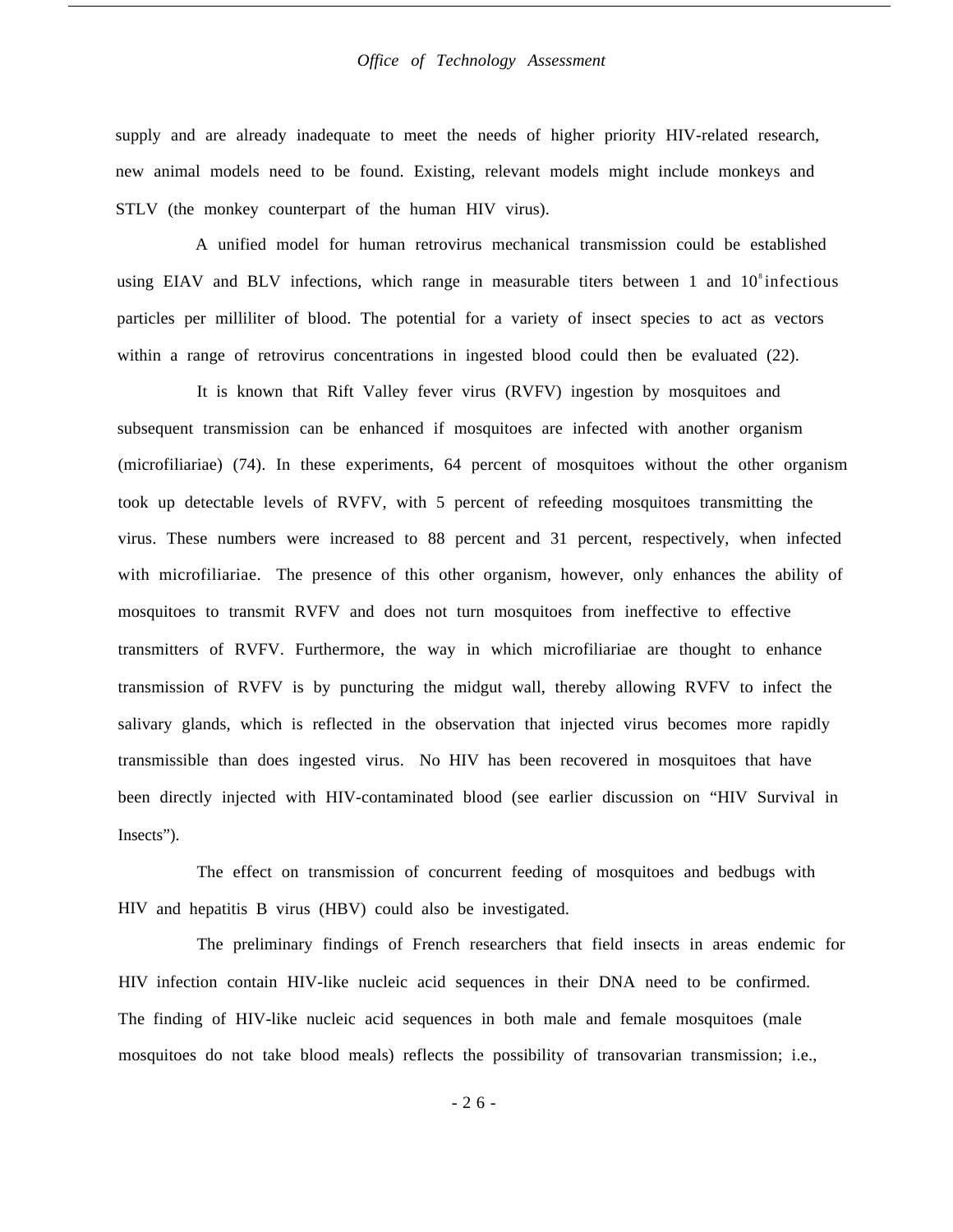supply and are already inadequate to meet the needs of higher priority HIV-related research, new animal models need to be found. Existing, relevant models might include monkeys and STLV (the monkey counterpart of the human HIV virus).

A unified model for human retrovirus mechanical transmission could be established using EIAV and BLV infections, which range in measurable titers between 1 and $10^8$ infectious particles per milliliter of blood. The potential for a variety of insect species to act as vectors within a range of retrovirus concentrations in ingested blood could then be evaluated (22).

It is known that Rift Valley fever virus (RVFV) ingestion by mosquitoes and subsequent transmission can be enhanced if mosquitoes are infected with another organism (microfiliariae) (74). In these experiments, 64 percent of mosquitoes without the other organism took up detectable levels of RVFV, with 5 percent of refeeding mosquitoes transmitting the virus. These numbers were increased to 88 percent and 31 percent, respectively, when infected with microfiliariae. The presence of this other organism, however, only enhances the ability of mosquitoes to transmit RVFV and does not turn mosquitoes from ineffective to effective transmitters of RVFV. Furthermore, the way in which microfiliariae are thought to enhance transmission of RVFV is by puncturing the midgut wall, thereby allowing RVFV to infect the salivary glands, which is reflected in the observation that injected virus becomes more rapidly transmissible than does ingested virus. No HIV has been recovered in mosquitoes that have been directly injected with HIV-contaminated blood (see earlier discussion on “HIV Survival in Insects”).

The effect on transmission of concurrent feeding of mosquitoes and bedbugs with HIV and hepatitis B virus (HBV) could also be investigated.

The preliminary findings of French researchers that field insects in areas endemic for HIV infection contain HIV-like nucleic acid sequences in their DNA need to be confirmed. The finding of HIV-like nucleic acid sequences in both male and female mosquitoes (male mosquitoes do not take blood meals) reflects the possibility of transovarian transmission; i.e.,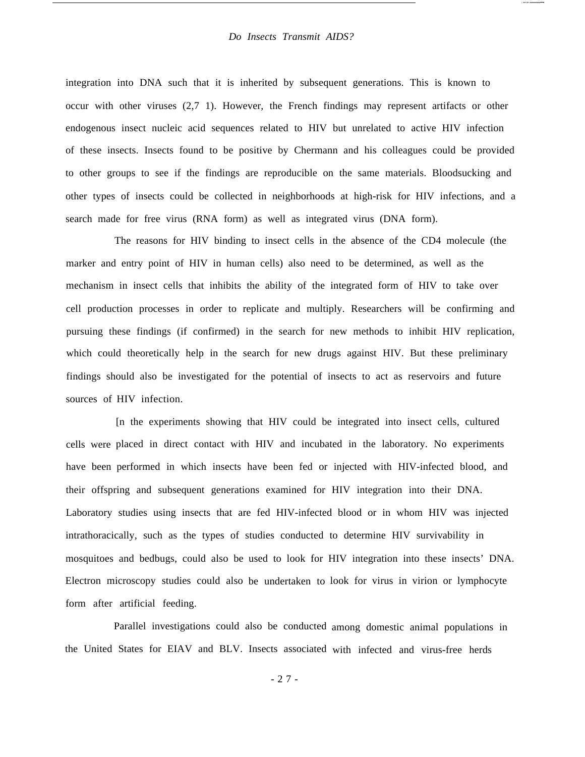integration into DNA such that it is inherited by subsequent generations. This is known to occur with other viruses (2,7 1). However, the French findings may represent artifacts or other endogenous insect nucleic acid sequences related to HIV but unrelated to active HIV infection of these insects. Insects found to be positive by Chermann and his colleagues could be provided to other groups to see if the findings are reproducible on the same materials. Bloodsucking and other types of insects could be collected in neighborhoods at high-risk for HIV infections, and a search made for free virus (RNA form) as well as integrated virus (DNA form).

The reasons for HIV binding to insect cells in the absence of the CD4 molecule (the marker and entry point of HIV in human cells) also need to be determined, as well as the mechanism in insect cells that inhibits the ability of the integrated form of HIV to take over cell production processes in order to replicate and multiply. Researchers will be confirming and pursuing these findings (if confirmed) in the search for new methods to inhibit HIV replication, which could theoretically help in the search for new drugs against HIV. But these preliminary findings should also be investigated for the potential of insects to act as reservoirs and future sources of HIV infection.

[n the experiments showing that HIV could be integrated into insect cells, cultured cells were placed in direct contact with HIV and incubated in the laboratory. No experiments have been performed in which insects have been fed or injected with HIV-infected blood, and their offspring and subsequent generations examined for HIV integration into their DNA. Laboratory studies using insects that are fed HIV-infected blood or in whom HIV was injected intrathoracically, such as the types of studies conducted to determine HIV survivability in mosquitoes and bedbugs, could also be used to look for HIV integration into these insects' DNA. Electron microscopy studies could also be undertaken to look for virus in virion or lymphocyte form after artificial feeding.

Parallel investigations could also be conducted among domestic animal populations in the United States for EIAV and BLV. Insects associated with infected and virus-free herds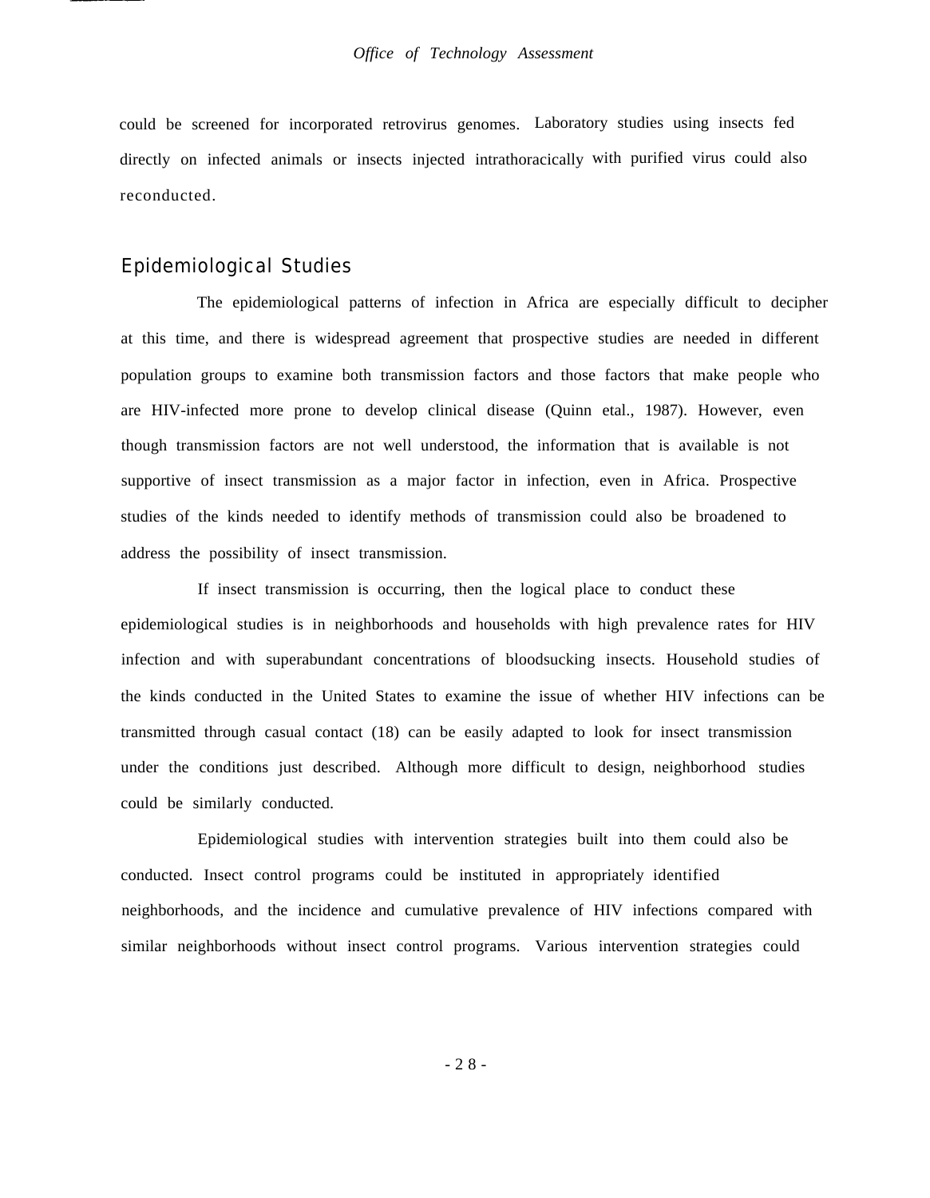could be screened for incorporated retrovirus genomes. Laboratory studies using insects fed directly on infected animals or insects injected intrathoracically with purified virus could also reconducted.

## Epidemiological Studies

The epidemiological patterns of infection in Africa are especially difficult to decipher at this time, and there is widespread agreement that prospective studies are needed in different population groups to examine both transmission factors and those factors that make people who are HIV-infected more prone to develop clinical disease (Quinn etal., 1987). However, even though transmission factors are not well understood, the information that is available is not supportive of insect transmission as a major factor in infection, even in Africa. Prospective studies of the kinds needed to identify methods of transmission could also be broadened to address the possibility of insect transmission.

If insect transmission is occurring, then the logical place to conduct these epidemiological studies is in neighborhoods and households with high prevalence rates for HIV infection and with superabundant concentrations of bloodsucking insects. Household studies of the kinds conducted in the United States to examine the issue of whether HIV infections can be transmitted through casual contact (18) can be easily adapted to look for insect transmission under the conditions just described. Although more difficult to design, neighborhood studies could be similarly conducted.

Epidemiological studies with intervention strategies built into them could also be conducted. Insect control programs could be instituted in appropriately identified neighborhoods, and the incidence and cumulative prevalence of HIV infections compared with similar neighborhoods without insect control programs. Various intervention strategies could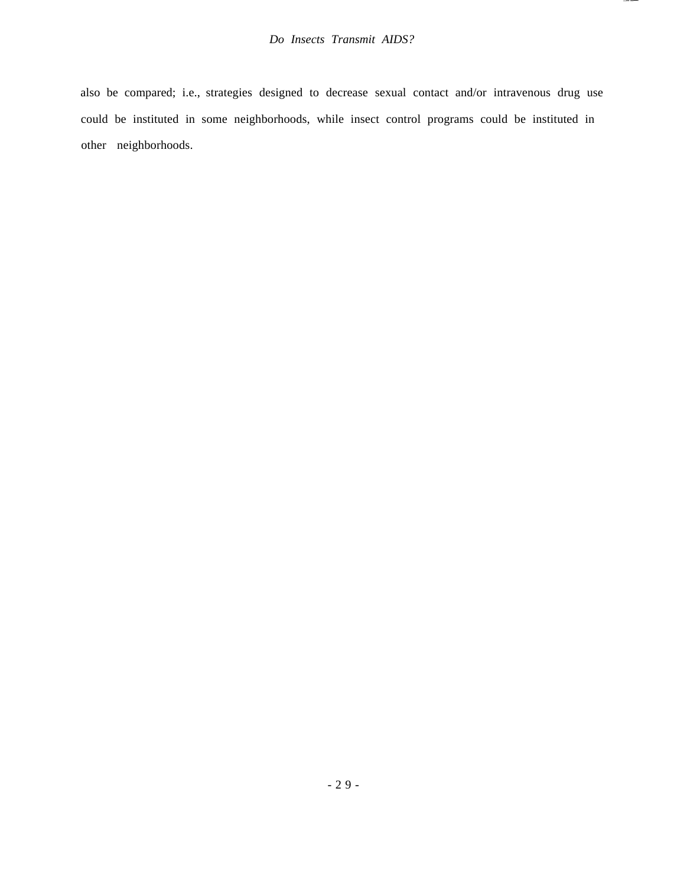also be compared; i.e., strategies designed to decrease sexual contact and/or intravenous drug use could be instituted in some neighborhoods, while insect control programs could be instituted in other neighborhoods.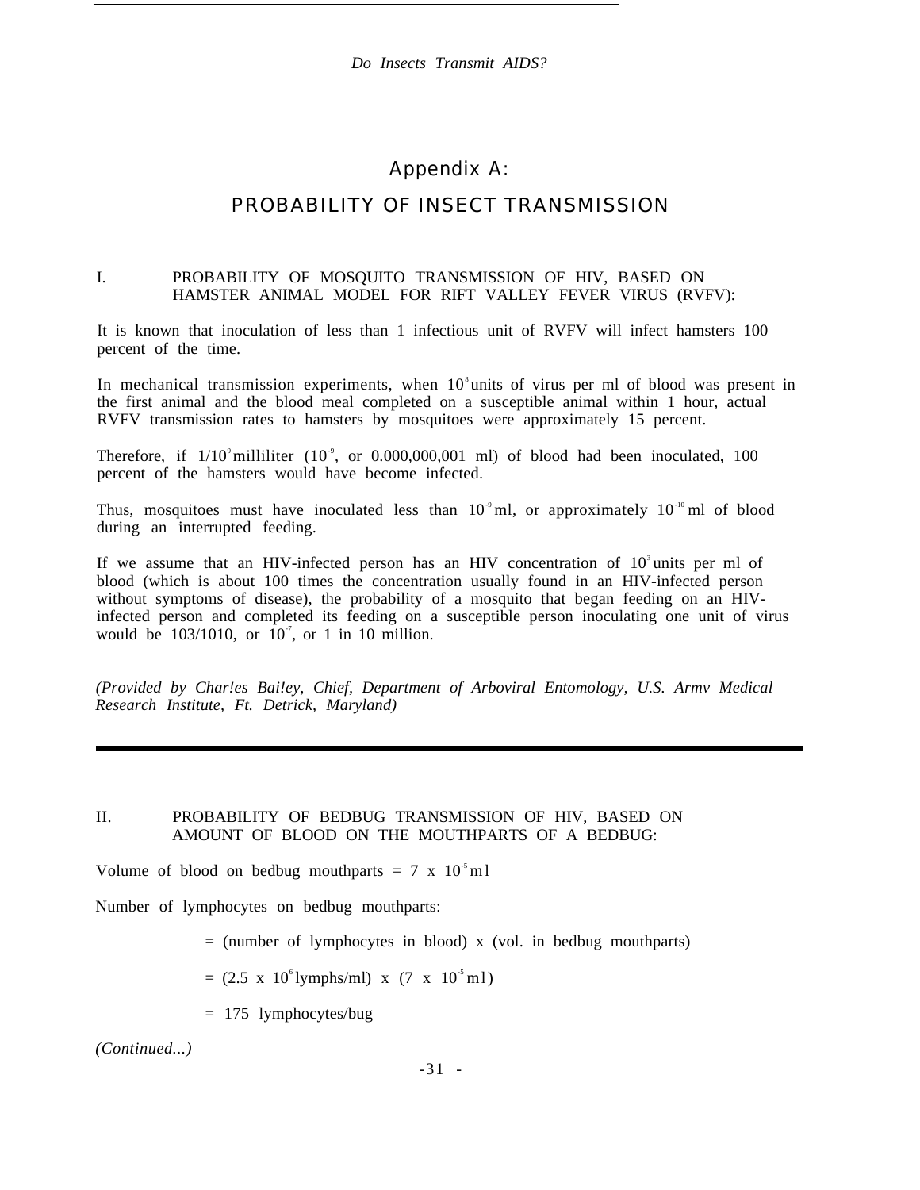## Appendix A:

## PROBABILITY OF INSECT TRANSMISSION

I. PROBABILITY OF MOSQUITO TRANSMISSION OF HIV, BASED ON HAMSTER ANIMAL MODEL FOR RIFT VALLEY FEVER VIRUS (RVFV):

It is known that inoculation of less than 1 infectious unit of RVFV will infect hamsters 100 percent of the time.

In mechanical transmission experiments, when $10^8$ units of virus per ml of blood was present in the first animal and the blood meal completed on a susceptible animal within 1 hour, actual RVFV transmission rates to hamsters by mosquitoes were approximately 15 percent.

Therefore, if $1/10^9$ milliliter ($10^{-9}$, or 0.000,000,001 ml) of blood had been inoculated, 100 percent of the hamsters would have become infected.

Thus, mosquitoes must have inoculated less than $10^{-9}$ ml, or approximately $10^{-10}$ ml of blood during an interrupted feeding.

If we assume that an HIV-infected person has an HIV concentration of $10^3$ units per ml of blood (which is about 100 times the concentration usually found in an HIV-infected person without symptoms of disease), the probability of a mosquito that began feeding on an HIV-infected person and completed its feeding on a susceptible person inoculating one unit of virus would be 103/1010, or $10^{-7}$, or 1 in 10 million.

*(Provided by Char!es Bai!ey, Chief, Department of Arboviral Entomology, U.S. Armv Medical Research Institute, Ft. Detrick, Maryland)*

---

II. PROBABILITY OF BEDBUG TRANSMISSION OF HIV, BASED ON AMOUNT OF BLOOD ON THE MOUTHPARTS OF A BEDBUG:

Volume of blood on bedbug mouthparts = $7 \times 10^{-5}$ ml

Number of lymphocytes on bedbug mouthparts:

= (number of lymphocytes in blood) x (vol. in bedbug mouthparts)

= $(2.5 \times 10^{6}$ lymphs/ml$) \times (7 \times 10^{-5}$ ml$)$

= 175 lymphocytes/bug

*(Continued...)*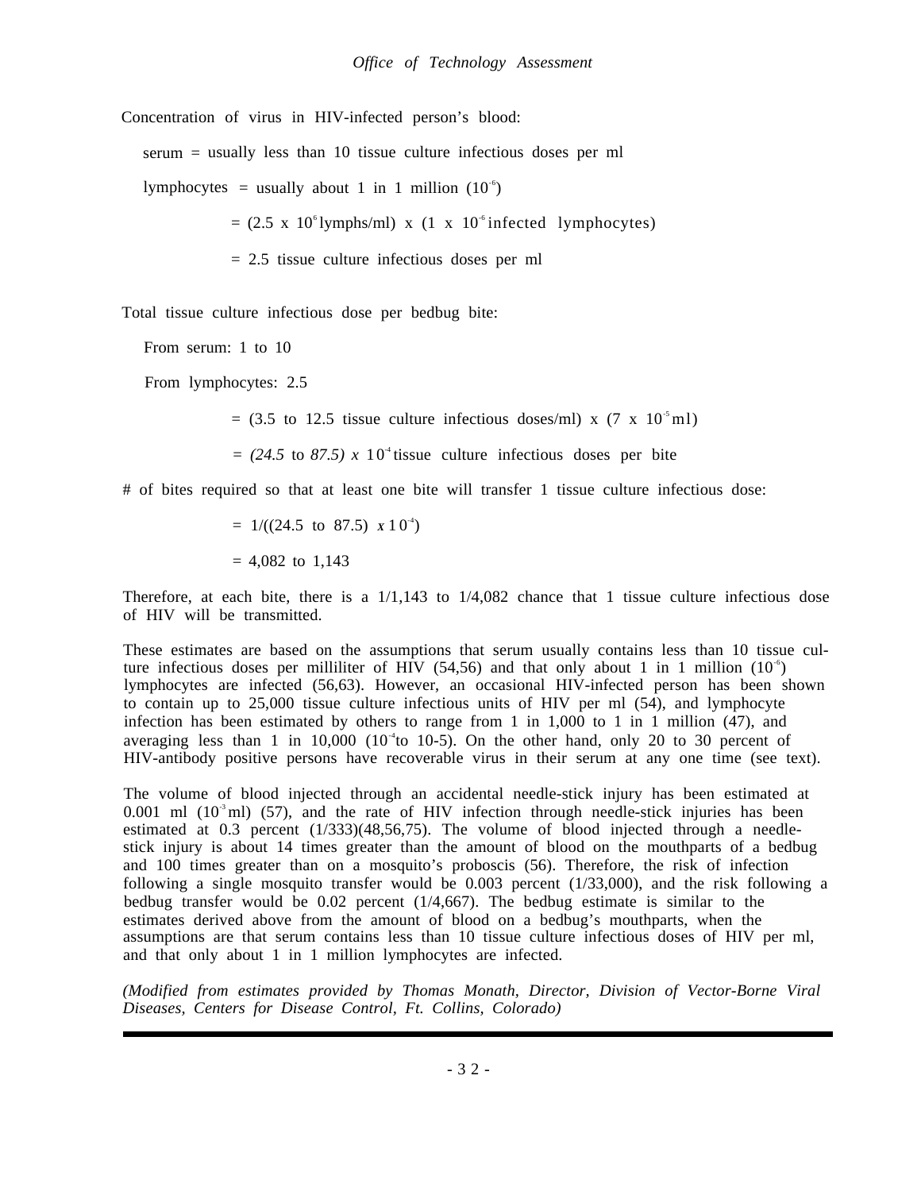Concentration of virus in HIV-infected person's blood:

serum = usually less than 10 tissue culture infectious doses per ml

lymphocytes = usually about 1 in 1 million ($10^{-6}$)

$= (2.5 \times 10^{6}$ lymphs/ml$) \times (1 \times 10^{-6}$ infected lymphocytes$)$

= 2.5 tissue culture infectious doses per ml

Total tissue culture infectious dose per bedbug bite:

From serum: 1 to 10

From lymphocytes: 2.5

$= (3.5$ to $12.5$ tissue culture infectious doses/ml$) \times (7 \times 10^{-5}$ ml$)$

$= (24.5$ to $87.5) \times 10^{-4}$ tissue culture infectious doses per bite

\# of bites required so that at least one bite will transfer 1 tissue culture infectious dose:

$= 1/((24.5$ to $87.5) \times 10^{-4})$

= 4,082 to 1,143

Therefore, at each bite, there is a 1/1,143 to 1/4,082 chance that 1 tissue culture infectious dose of HIV will be transmitted.

These estimates are based on the assumptions that serum usually contains less than 10 tissue culture infectious doses per milliliter of HIV (54,56) and that only about 1 in 1 million ($10^{-6}$) lymphocytes are infected (56,63). However, an occasional HIV-infected person has been shown to contain up to 25,000 tissue culture infectious units of HIV per ml (54), and lymphocyte infection has been estimated by others to range from 1 in 1,000 to 1 in 1 million (47), and averaging less than 1 in 10,000 ($10^{-4}$ to 10-5). On the other hand, only 20 to 30 percent of HIV-antibody positive persons have recoverable virus in their serum at any one time (see text).

The volume of blood injected through an accidental needle-stick injury has been estimated at 0.001 ml ($10^{-3}$ ml) (57), and the rate of HIV infection through needle-stick injuries has been estimated at 0.3 percent (1/333)(48,56,75). The volume of blood injected through a needle-stick injury is about 14 times greater than the amount of blood on the mouthparts of a bedbug and 100 times greater than on a mosquito's proboscis (56). Therefore, the risk of infection following a single mosquito transfer would be 0.003 percent (1/33,000), and the risk following a bedbug transfer would be 0.02 percent (1/4,667). The bedbug estimate is similar to the estimates derived above from the amount of blood on a bedbug's mouthparts, when the assumptions are that serum contains less than 10 tissue culture infectious doses of HIV per ml, and that only about 1 in 1 million lymphocytes are infected.

*(Modified from estimates provided by Thomas Monath, Director, Division of Vector-Borne Viral Diseases, Centers for Disease Control, Ft. Collins, Colorado)*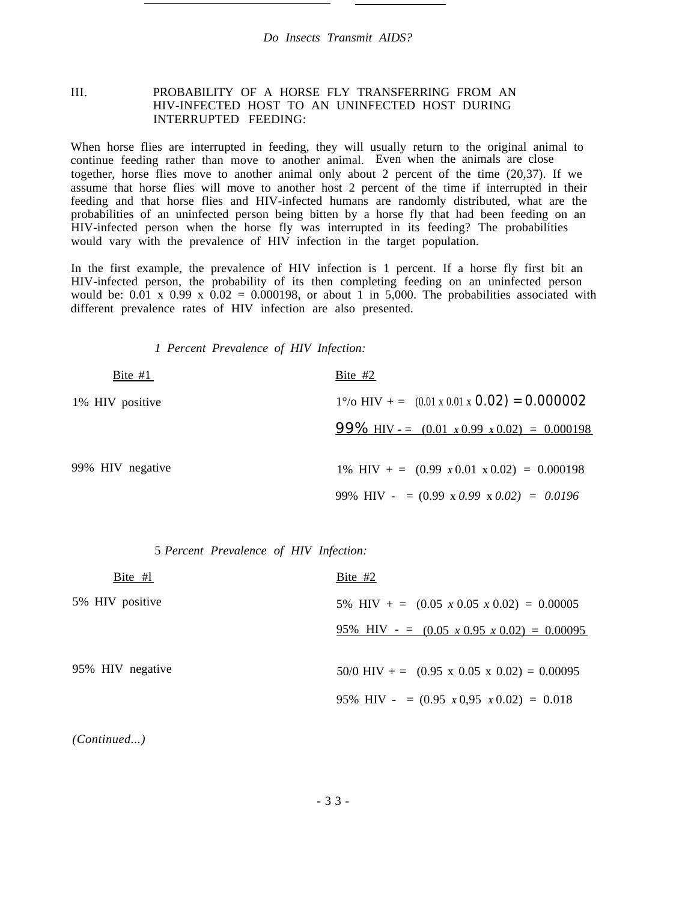### III. PROBABILITY OF A HORSE FLY TRANSFERRING FROM AN HIV-INFECTED HOST TO AN UNINFECTED HOST DURING INTERRUPTED FEEDING:

When horse flies are interrupted in feeding, they will usually return to the original animal to continue feeding rather than move to another animal. Even when the animals are close together, horse flies move to another animal only about 2 percent of the time (20,37). If we assume that horse flies will move to another host 2 percent of the time if interrupted in their feeding and that horse flies and HIV-infected humans are randomly distributed, what are the probabilities of an uninfected person being bitten by a horse fly that had been feeding on an HIV-infected person when the horse fly was interrupted in its feeding? The probabilities would vary with the prevalence of HIV infection in the target population.

In the first example, the prevalence of HIV infection is 1 percent. If a horse fly first bit an HIV-infected person, the probability of its then completing feeding on an uninfected person would be: 0.01 x 0.99 x 0.02 = 0.000198, or about 1 in 5,000. The probabilities associated with different prevalence rates of HIV infection are also presented.

*1 Percent Prevalence of HIV Infection:*

| Bite #1 | Bite #2 |
|---|---|
| 1% HIV positive | 1% HIV + = (0.01 x 0.01 x 0.02) = 0.000002 |
| | 99% HIV - = (0.01 x 0.99 x 0.02) = 0.000198 |
| 99% HIV negative | 1% HIV + = (0.99 x 0.01 x 0.02) = 0.000198 |
| | 99% HIV - = (0.99 x 0.99 x 0.02) = 0.0196 |

*5 Percent Prevalence of HIV Infection:*

| Bite #1 | Bite #2 |
|---|---|
| 5% HIV positive | 5% HIV + = (0.05 x 0.05 x 0.02) = 0.00005 |
| | 95% HIV - = (0.05 x 0.95 x 0.02) = 0.00095 |
| 95% HIV negative | 5% HIV + = (0.95 x 0.05 x 0.02) = 0.00095 |
| | 95% HIV - = (0.95 x 0.95 x 0.02) = 0.018 |

*(Continued...)*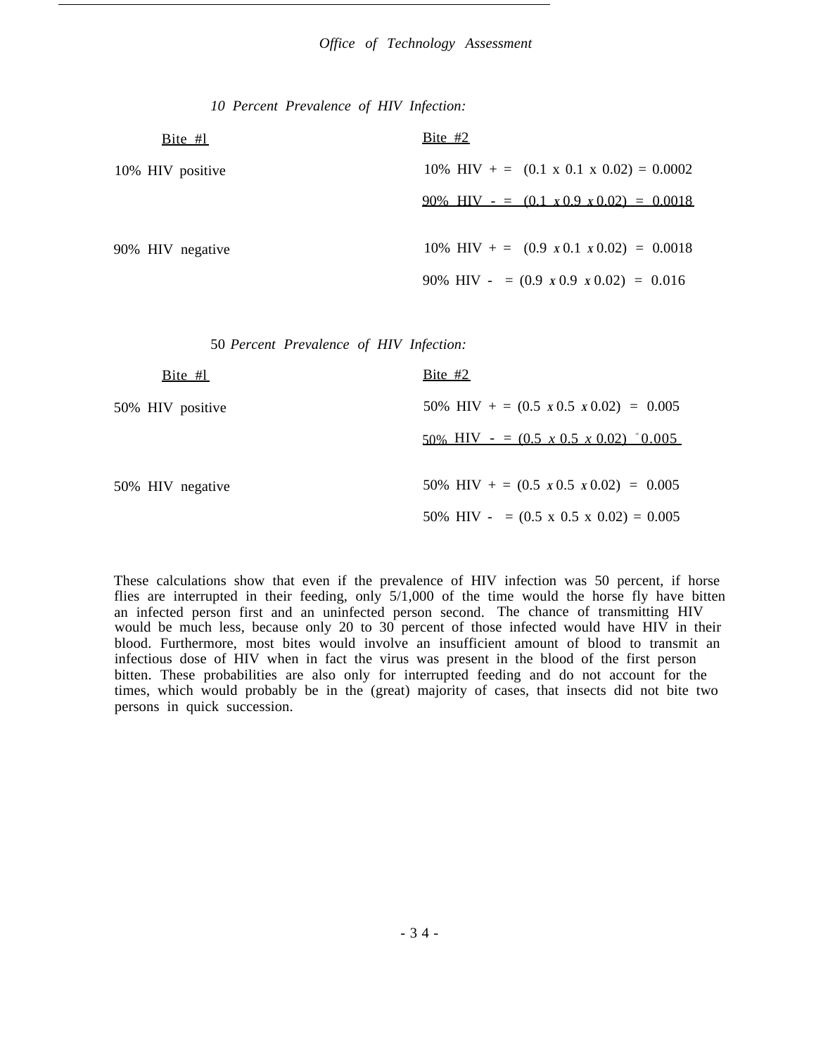*10 Percent Prevalence of HIV Infection:*

| Bite #1 | Bite #2 |
| --- | --- |
| 10% HIV positive | 10% HIV + = (0.1 x 0.1 x 0.02) = 0.0002 |
| | 90% HIV - = (0.1 x 0.9 x 0.02) = 0.0018 |
| 90% HIV negative | 10% HIV + = (0.9 x 0.1 x 0.02) = 0.0018 |
| | 90% HIV - = (0.9 x 0.9 x 0.02) = 0.016 |

50 *Percent Prevalence of HIV Infection:*

| Bite #1 | Bite #2 |
| --- | --- |
| 50% HIV positive | 50% HIV + = (0.5 x 0.5 x 0.02) = 0.005 |
| | 50% HIV - = (0.5 x 0.5 x 0.02) = 0.005 |
| 50% HIV negative | 50% HIV + = (0.5 x 0.5 x 0.02) = 0.005 |
| | 50% HIV - = (0.5 x 0.5 x 0.02) = 0.005 |

These calculations show that even if the prevalence of HIV infection was 50 percent, if horse flies are interrupted in their feeding, only 5/1,000 of the time would the horse fly have bitten an infected person first and an uninfected person second. The chance of transmitting HIV would be much less, because only 20 to 30 percent of those infected would have HIV in their blood. Furthermore, most bites would involve an insufficient amount of blood to transmit an infectious dose of HIV when in fact the virus was present in the blood of the first person bitten. These probabilities are also only for interrupted feeding and do not account for the times, which would probably be in the (great) majority of cases, that insects did not bite two persons in quick succession.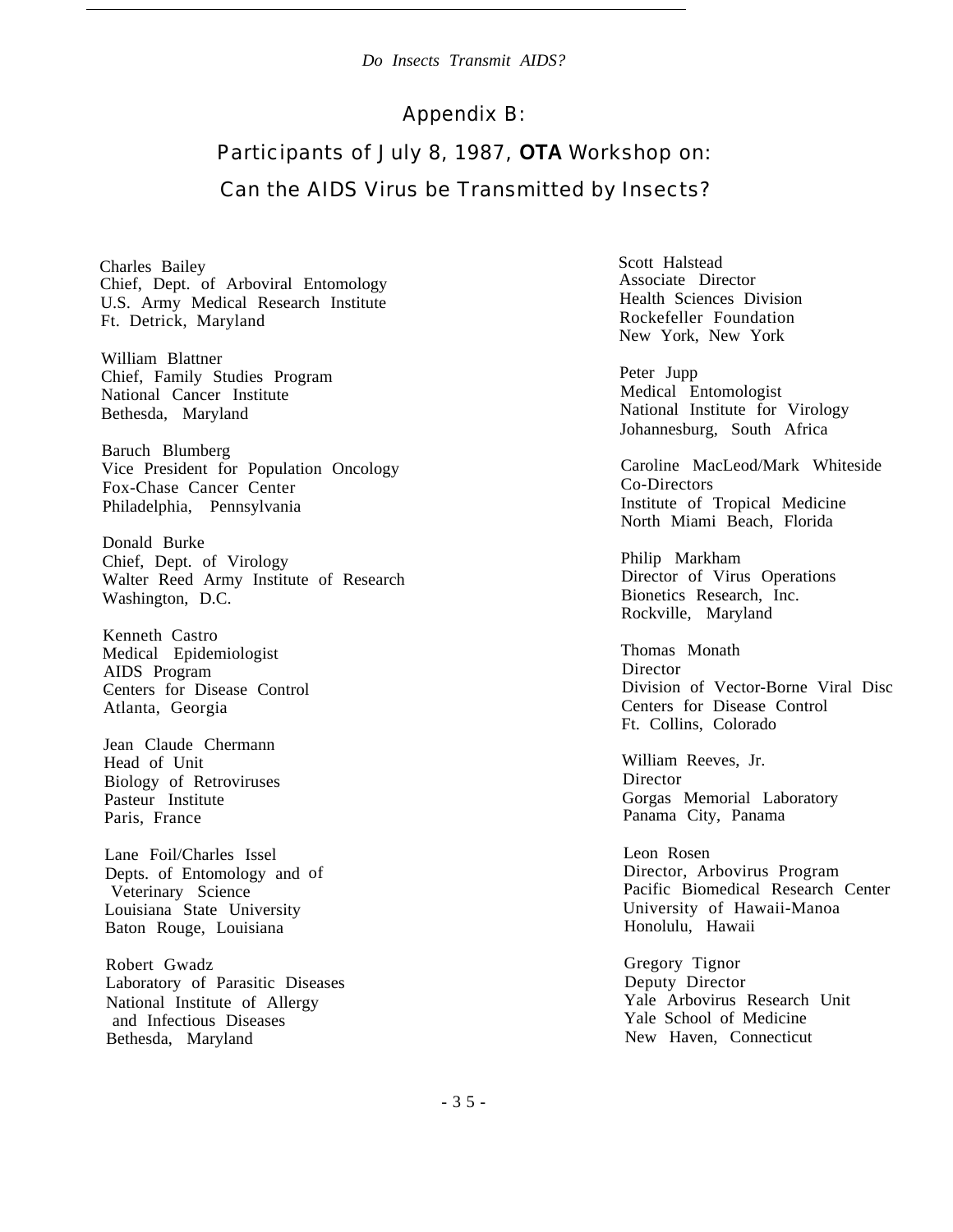## Appendix B:

## Participants of July 8, 1987, **OTA** Workshop on: Can the AIDS Virus be Transmitted by Insects?

Charles Bailey
Chief, Dept. of Arboviral Entomology
U.S. Army Medical Research Institute
Ft. Detrick, Maryland

William Blattner
Chief, Family Studies Program
National Cancer Institute
Bethesda, Maryland

Baruch Blumberg
Vice President for Population Oncology
Fox-Chase Cancer Center
Philadelphia, Pennsylvania

Donald Burke
Chief, Dept. of Virology
Walter Reed Army Institute of Research
Washington, D.C.

Kenneth Castro
Medical Epidemiologist
AIDS Program
Centers for Disease Control
Atlanta, Georgia

Jean Claude Chermann
Head of Unit
Biology of Retroviruses
Pasteur Institute
Paris, France

Lane Foil/Charles Issel
Depts. of Entomology and of Veterinary Science
Louisiana State University
Baton Rouge, Louisiana

Robert Gwadz
Laboratory of Parasitic Diseases
National Institute of Allergy and Infectious Diseases
Bethesda, Maryland

Scott Halstead
Associate Director
Health Sciences Division
Rockefeller Foundation
New York, New York

Peter Jupp
Medical Entomologist
National Institute for Virology
Johannesburg, South Africa

Caroline MacLeod/Mark Whiteside
Co-Directors
Institute of Tropical Medicine
North Miami Beach, Florida

Philip Markham
Director of Virus Operations
Bionetics Research, Inc.
Rockville, Maryland

Thomas Monath
Director
Division of Vector-Borne Viral Disc
Centers for Disease Control
Ft. Collins, Colorado

William Reeves, Jr.
Director
Gorgas Memorial Laboratory
Panama City, Panama

Leon Rosen
Director, Arbovirus Program
Pacific Biomedical Research Center
University of Hawaii-Manoa
Honolulu, Hawaii

Gregory Tignor
Deputy Director
Yale Arbovirus Research Unit
Yale School of Medicine
New Haven, Connecticut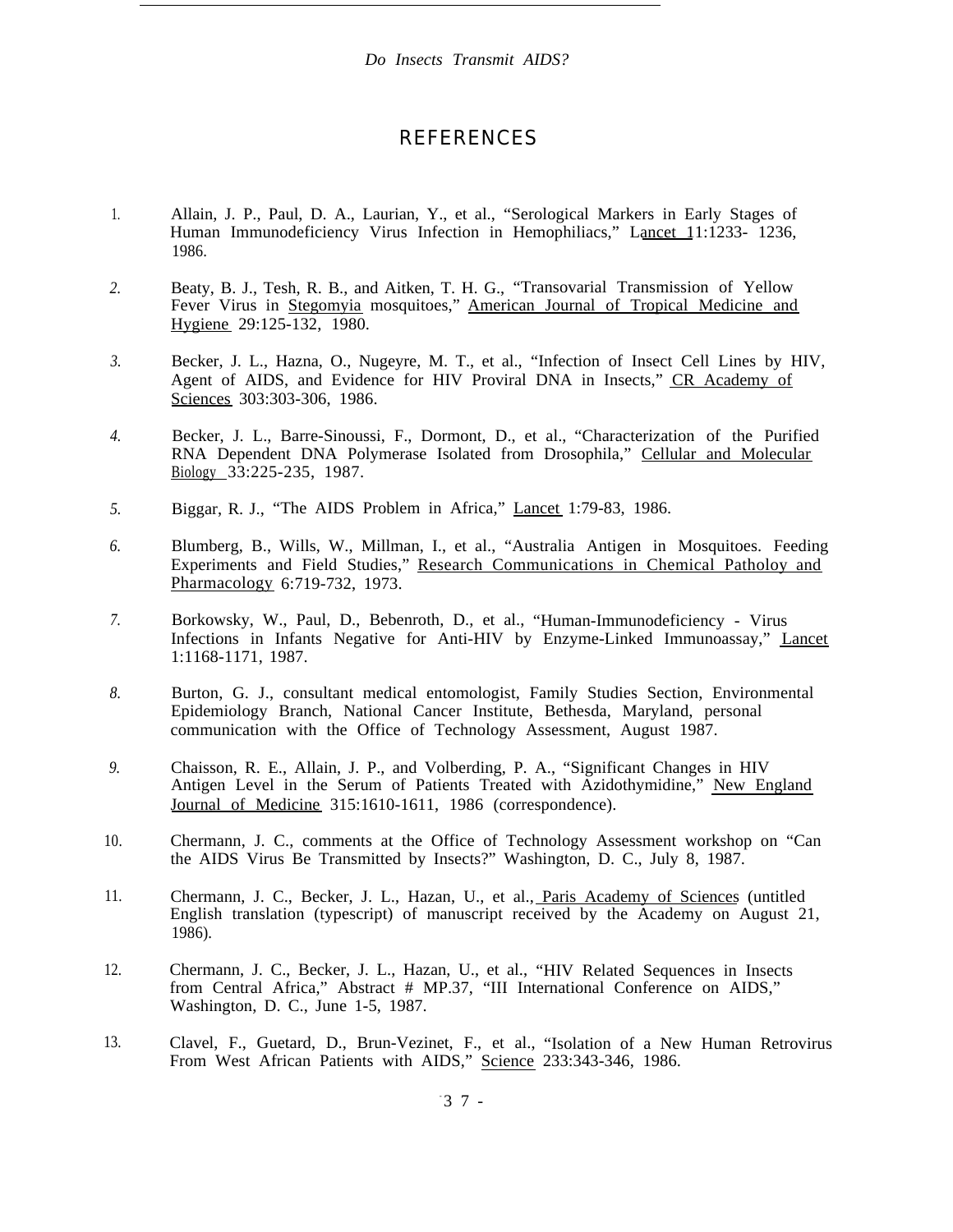# REFERENCES

1. Allain, J. P., Paul, D. A., Laurian, Y., et al., "Serological Markers in Early Stages of Human Immunodeficiency Virus Infection in Hemophiliacs," Lancet 11:1233- 1236, 1986.

2. Beaty, B. J., Tesh, R. B., and Aitken, T. H. G., "Transovarial Transmission of Yellow Fever Virus in Stegomyia mosquitoes," American Journal of Tropical Medicine and Hygiene 29:125-132, 1980.

3. Becker, J. L., Hazna, O., Nugeyre, M. T., et al., "Infection of Insect Cell Lines by HIV, Agent of AIDS, and Evidence for HIV Proviral DNA in Insects," CR Academy of Sciences 303:303-306, 1986.

4. Becker, J. L., Barre-Sinoussi, F., Dormont, D., et al., "Characterization of the Purified RNA Dependent DNA Polymerase Isolated from Drosophila," Cellular and Molecular Biology 33:225-235, 1987.

5. Biggar, R. J., "The AIDS Problem in Africa," Lancet 1:79-83, 1986.

6. Blumberg, B., Wills, W., Millman, I., et al., "Australia Antigen in Mosquitoes. Feeding Experiments and Field Studies," Research Communications in Chemical Patholoy and Pharmacology 6:719-732, 1973.

7. Borkowsky, W., Paul, D., Bebenroth, D., et al., "Human-Immunodeficiency - Virus Infections in Infants Negative for Anti-HIV by Enzyme-Linked Immunoassay," Lancet 1:1168-1171, 1987.

8. Burton, G. J., consultant medical entomologist, Family Studies Section, Environmental Epidemiology Branch, National Cancer Institute, Bethesda, Maryland, personal communication with the Office of Technology Assessment, August 1987.

9. Chaisson, R. E., Allain, J. P., and Volberding, P. A., "Significant Changes in HIV Antigen Level in the Serum of Patients Treated with Azidothymidine," New England Journal of Medicine 315:1610-1611, 1986 (correspondence).

10. Chermann, J. C., comments at the Office of Technology Assessment workshop on "Can the AIDS Virus Be Transmitted by Insects?" Washington, D. C., July 8, 1987.

11. Chermann, J. C., Becker, J. L., Hazan, U., et al., Paris Academy of Sciences (untitled English translation (typescript) of manuscript received by the Academy on August 21, 1986).

12. Chermann, J. C., Becker, J. L., Hazan, U., et al., "HIV Related Sequences in Insects from Central Africa," Abstract # MP.37, "III International Conference on AIDS," Washington, D. C., June 1-5, 1987.

13. Clavel, F., Guetard, D., Brun-Vezinet, F., et al., "Isolation of a New Human Retrovirus From West African Patients with AIDS," Science 233:343-346, 1986.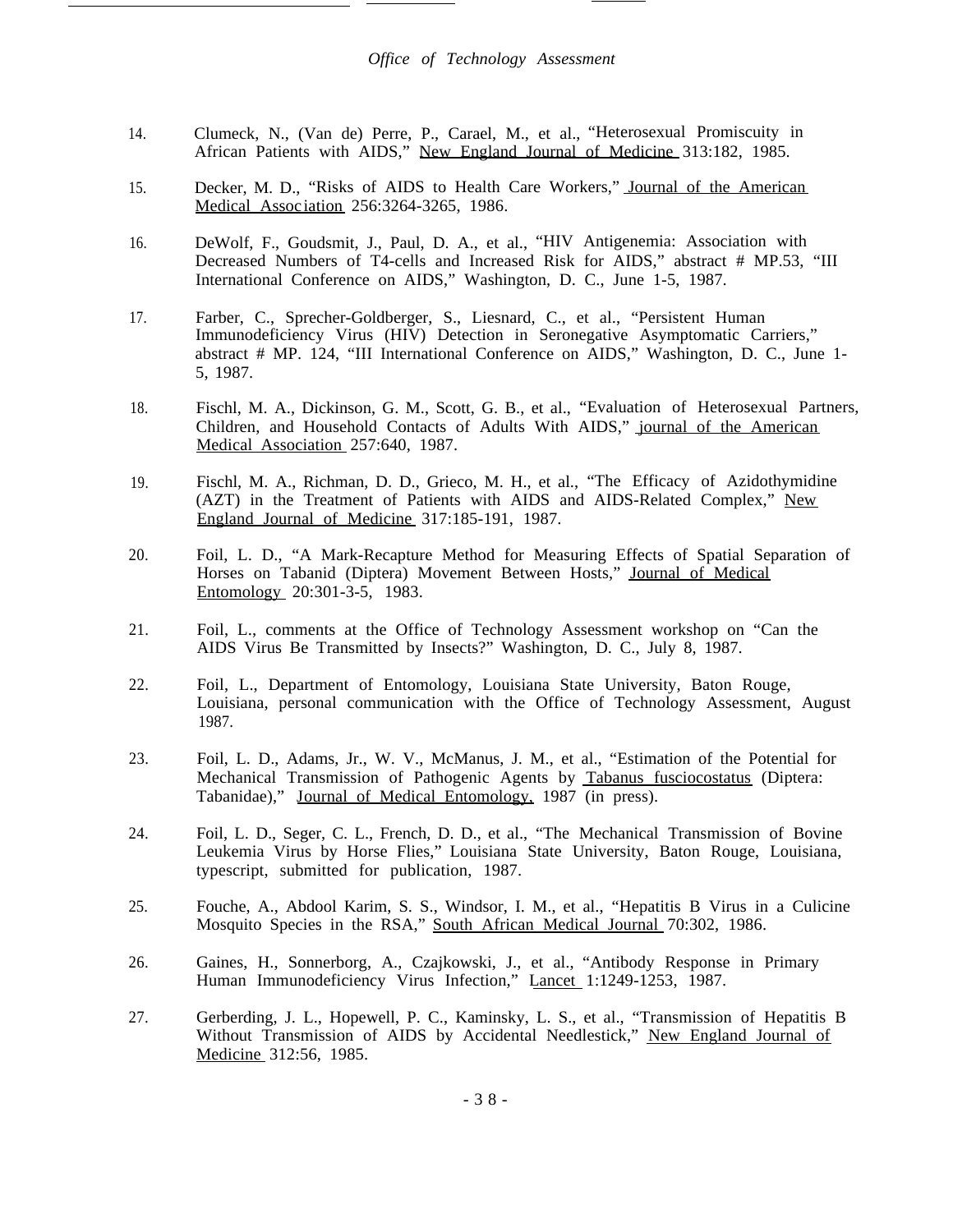14. Clumeck, N., (Van de) Perre, P., Carael, M., et al., "Heterosexual Promiscuity in African Patients with AIDS," New England Journal of Medicine 313:182, 1985.

15. Decker, M. D., "Risks of AIDS to Health Care Workers," Journal of the American Medical Association 256:3264-3265, 1986.

16. DeWolf, F., Goudsmit, J., Paul, D. A., et al., "HIV Antigenemia: Association with Decreased Numbers of T4-cells and Increased Risk for AIDS," abstract # MP.53, "III International Conference on AIDS," Washington, D. C., June 1-5, 1987.

17. Farber, C., Sprecher-Goldberger, S., Liesnard, C., et al., "Persistent Human Immunodeficiency Virus (HIV) Detection in Seronegative Asymptomatic Carriers," abstract # MP. 124, "III International Conference on AIDS," Washington, D. C., June 1-5, 1987.

18. Fischl, M. A., Dickinson, G. M., Scott, G. B., et al., "Evaluation of Heterosexual Partners, Children, and Household Contacts of Adults With AIDS," journal of the American Medical Association 257:640, 1987.

19. Fischl, M. A., Richman, D. D., Grieco, M. H., et al., "The Efficacy of Azidothymidine (AZT) in the Treatment of Patients with AIDS and AIDS-Related Complex," New England Journal of Medicine 317:185-191, 1987.

20. Foil, L. D., "A Mark-Recapture Method for Measuring Effects of Spatial Separation of Horses on Tabanid (Diptera) Movement Between Hosts," Journal of Medical Entomology 20:301-3-5, 1983.

21. Foil, L., comments at the Office of Technology Assessment workshop on "Can the AIDS Virus Be Transmitted by Insects?" Washington, D. C., July 8, 1987.

22. Foil, L., Department of Entomology, Louisiana State University, Baton Rouge, Louisiana, personal communication with the Office of Technology Assessment, August 1987.

23. Foil, L. D., Adams, Jr., W. V., McManus, J. M., et al., "Estimation of the Potential for Mechanical Transmission of Pathogenic Agents by Tabanus fusciocostatus (Diptera: Tabanidae)," Journal of Medical Entomology, 1987 (in press).

24. Foil, L. D., Seger, C. L., French, D. D., et al., "The Mechanical Transmission of Bovine Leukemia Virus by Horse Flies," Louisiana State University, Baton Rouge, Louisiana, typescript, submitted for publication, 1987.

25. Fouche, A., Abdool Karim, S. S., Windsor, I. M., et al., "Hepatitis B Virus in a Culicine Mosquito Species in the RSA," South African Medical Journal 70:302, 1986.

26. Gaines, H., Sonnerborg, A., Czajkowski, J., et al., "Antibody Response in Primary Human Immunodeficiency Virus Infection," Lancet 1:1249-1253, 1987.

27. Gerberding, J. L., Hopewell, P. C., Kaminsky, L. S., et al., "Transmission of Hepatitis B Without Transmission of AIDS by Accidental Needlestick," New England Journal of Medicine 312:56, 1985.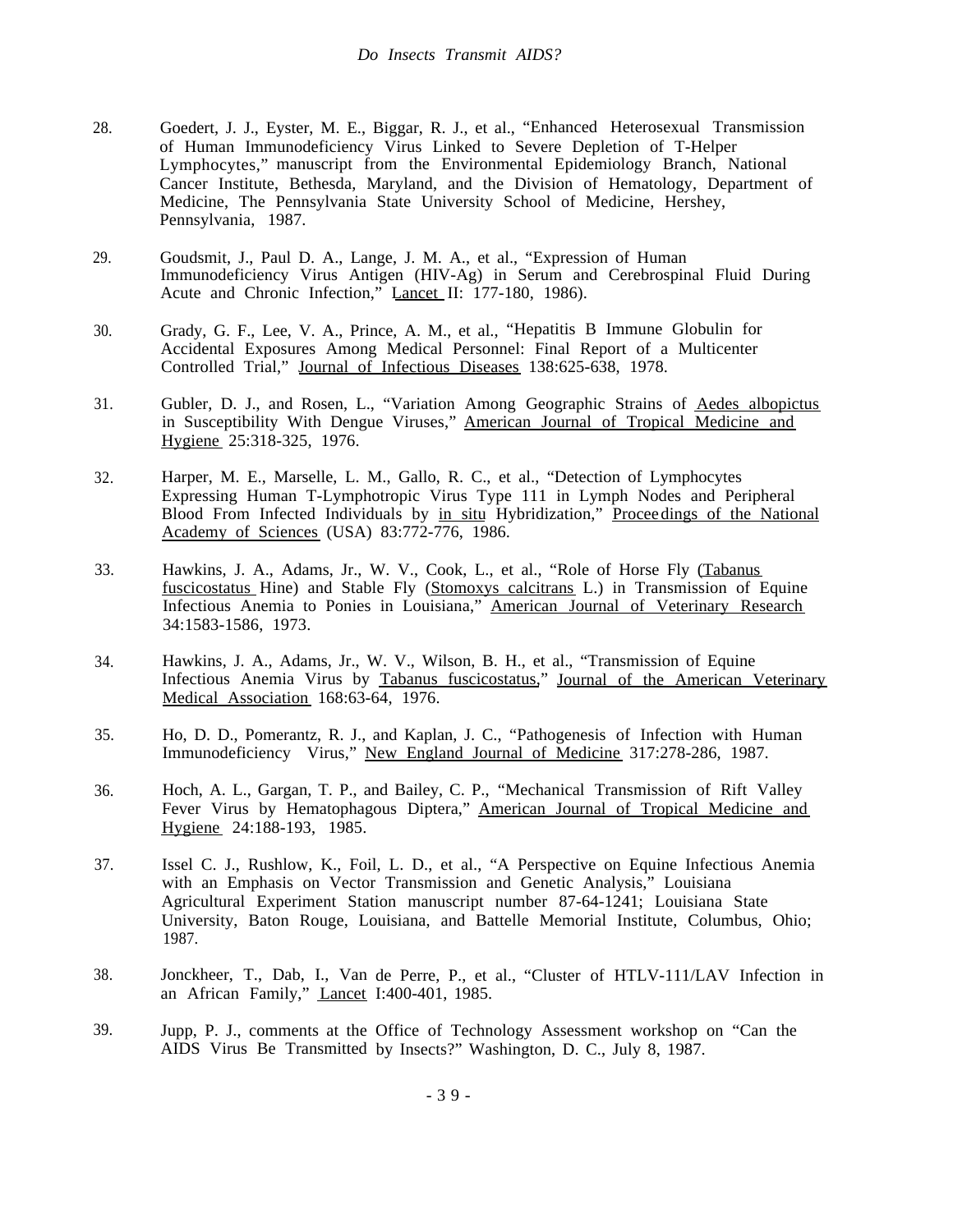28. Goedert, J. J., Eyster, M. E., Biggar, R. J., et al., "Enhanced Heterosexual Transmission of Human Immunodeficiency Virus Linked to Severe Depletion of T-Helper Lymphocytes," manuscript from the Environmental Epidemiology Branch, National Cancer Institute, Bethesda, Maryland, and the Division of Hematology, Department of Medicine, The Pennsylvania State University School of Medicine, Hershey, Pennsylvania, 1987.

29. Goudsmit, J., Paul D. A., Lange, J. M. A., et al., "Expression of Human Immunodeficiency Virus Antigen (HIV-Ag) in Serum and Cerebrospinal Fluid During Acute and Chronic Infection," Lancet II: 177-180, 1986).

30. Grady, G. F., Lee, V. A., Prince, A. M., et al., "Hepatitis B Immune Globulin for Accidental Exposures Among Medical Personnel: Final Report of a Multicenter Controlled Trial," Journal of Infectious Diseases 138:625-638, 1978.

31. Gubler, D. J., and Rosen, L., "Variation Among Geographic Strains of Aedes albopictus in Susceptibility With Dengue Viruses," American Journal of Tropical Medicine and Hygiene 25:318-325, 1976.

32. Harper, M. E., Marselle, L. M., Gallo, R. C., et al., "Detection of Lymphocytes Expressing Human T-Lymphotropic Virus Type 111 in Lymph Nodes and Peripheral Blood From Infected Individuals by in situ Hybridization," Proceedings of the National Academy of Sciences (USA) 83:772-776, 1986.

33. Hawkins, J. A., Adams, Jr., W. V., Cook, L., et al., "Role of Horse Fly (Tabanus fuscicostatus Hine) and Stable Fly (Stomoxys calcitrans L.) in Transmission of Equine Infectious Anemia to Ponies in Louisiana," American Journal of Veterinary Research 34:1583-1586, 1973.

34. Hawkins, J. A., Adams, Jr., W. V., Wilson, B. H., et al., "Transmission of Equine Infectious Anemia Virus by Tabanus fuscicostatus," Journal of the American Veterinary Medical Association 168:63-64, 1976.

35. Ho, D. D., Pomerantz, R. J., and Kaplan, J. C., "Pathogenesis of Infection with Human Immunodeficiency Virus," New England Journal of Medicine 317:278-286, 1987.

36. Hoch, A. L., Gargan, T. P., and Bailey, C. P., "Mechanical Transmission of Rift Valley Fever Virus by Hematophagous Diptera," American Journal of Tropical Medicine and Hygiene 24:188-193, 1985.

37. Issel C. J., Rushlow, K., Foil, L. D., et al., "A Perspective on Equine Infectious Anemia with an Emphasis on Vector Transmission and Genetic Analysis," Louisiana Agricultural Experiment Station manuscript number 87-64-1241; Louisiana State University, Baton Rouge, Louisiana, and Battelle Memorial Institute, Columbus, Ohio; 1987.

38. Jonckheer, T., Dab, I., Van de Perre, P., et al., "Cluster of HTLV-111/LAV Infection in an African Family," Lancet I:400-401, 1985.

39. Jupp, P. J., comments at the Office of Technology Assessment workshop on "Can the AIDS Virus Be Transmitted by Insects?" Washington, D. C., July 8, 1987.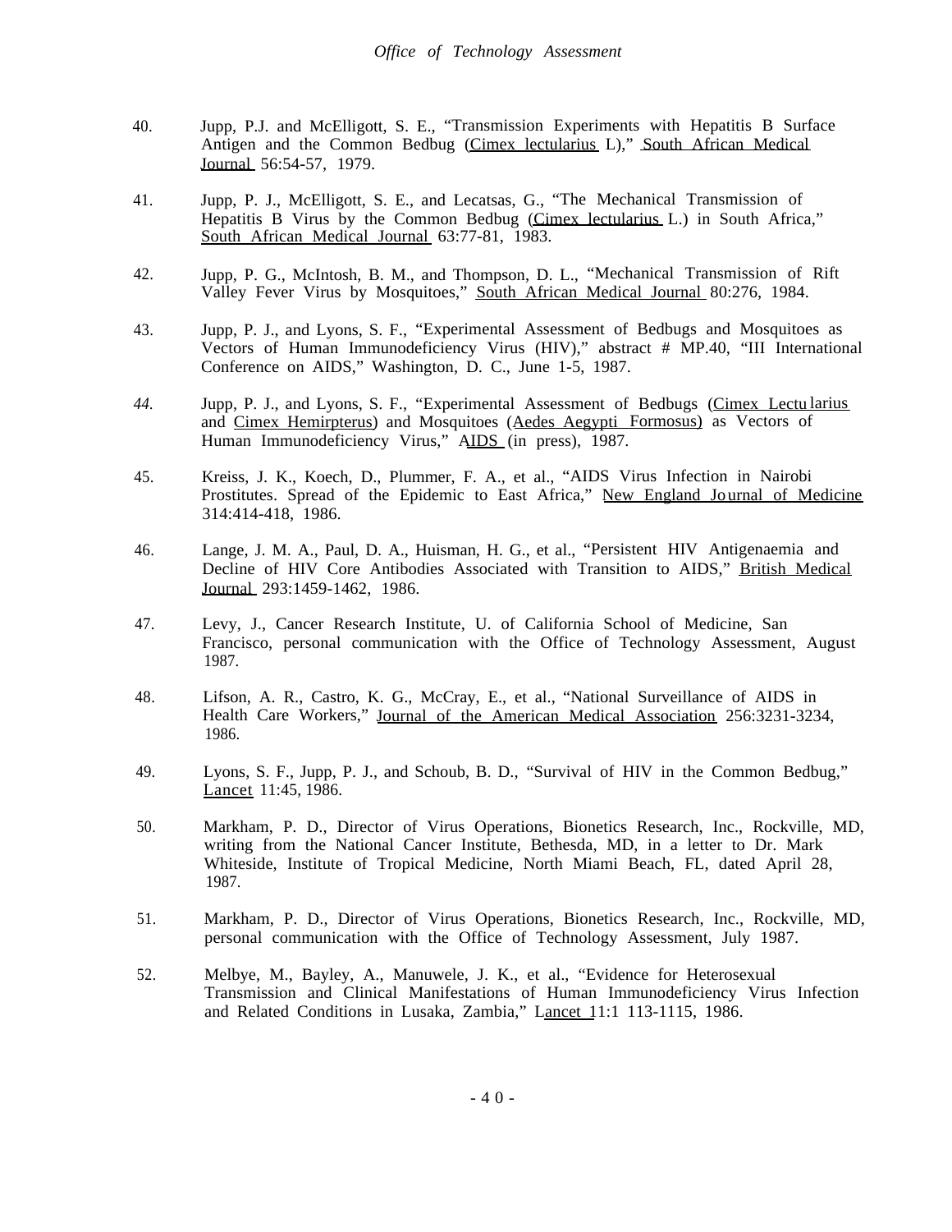40. Jupp, P.J. and McElligott, S. E., "Transmission Experiments with Hepatitis B Surface Antigen and the Common Bedbug (Cimex lectularius L)," South African Medical Journal 56:54-57, 1979.

41. Jupp, P. J., McElligott, S. E., and Lecatsas, G., "The Mechanical Transmission of Hepatitis B Virus by the Common Bedbug (Cimex lectularius L.) in South Africa," South African Medical Journal 63:77-81, 1983.

42. Jupp, P. G., McIntosh, B. M., and Thompson, D. L., "Mechanical Transmission of Rift Valley Fever Virus by Mosquitoes," South African Medical Journal 80:276, 1984.

43. Jupp, P. J., and Lyons, S. F., "Experimental Assessment of Bedbugs and Mosquitoes as Vectors of Human Immunodeficiency Virus (HIV)," abstract # MP.40, "III International Conference on AIDS," Washington, D. C., June 1-5, 1987.

44. Jupp, P. J., and Lyons, S. F., "Experimental Assessment of Bedbugs (Cimex Lectularius and Cimex Hemirpterus) and Mosquitoes (Aedes Aegypti Formosus) as Vectors of Human Immunodeficiency Virus," AIDS (in press), 1987.

45. Kreiss, J. K., Koech, D., Plummer, F. A., et al., "AIDS Virus Infection in Nairobi Prostitutes. Spread of the Epidemic to East Africa," New England Journal of Medicine 314:414-418, 1986.

46. Lange, J. M. A., Paul, D. A., Huisman, H. G., et al., "Persistent HIV Antigenaemia and Decline of HIV Core Antibodies Associated with Transition to AIDS," British Medical Journal 293:1459-1462, 1986.

47. Levy, J., Cancer Research Institute, U. of California School of Medicine, San Francisco, personal communication with the Office of Technology Assessment, August 1987.

48. Lifson, A. R., Castro, K. G., McCray, E., et al., "National Surveillance of AIDS in Health Care Workers," Journal of the American Medical Association 256:3231-3234, 1986.

49. Lyons, S. F., Jupp, P. J., and Schoub, B. D., "Survival of HIV in the Common Bedbug," Lancet 11:45, 1986.

50. Markham, P. D., Director of Virus Operations, Bionetics Research, Inc., Rockville, MD, writing from the National Cancer Institute, Bethesda, MD, in a letter to Dr. Mark Whiteside, Institute of Tropical Medicine, North Miami Beach, FL, dated April 28, 1987.

51. Markham, P. D., Director of Virus Operations, Bionetics Research, Inc., Rockville, MD, personal communication with the Office of Technology Assessment, July 1987.

52. Melbye, M., Bayley, A., Manuwele, J. K., et al., "Evidence for Heterosexual Transmission and Clinical Manifestations of Human Immunodeficiency Virus Infection and Related Conditions in Lusaka, Zambia," Lancet 11:1 113-1115, 1986.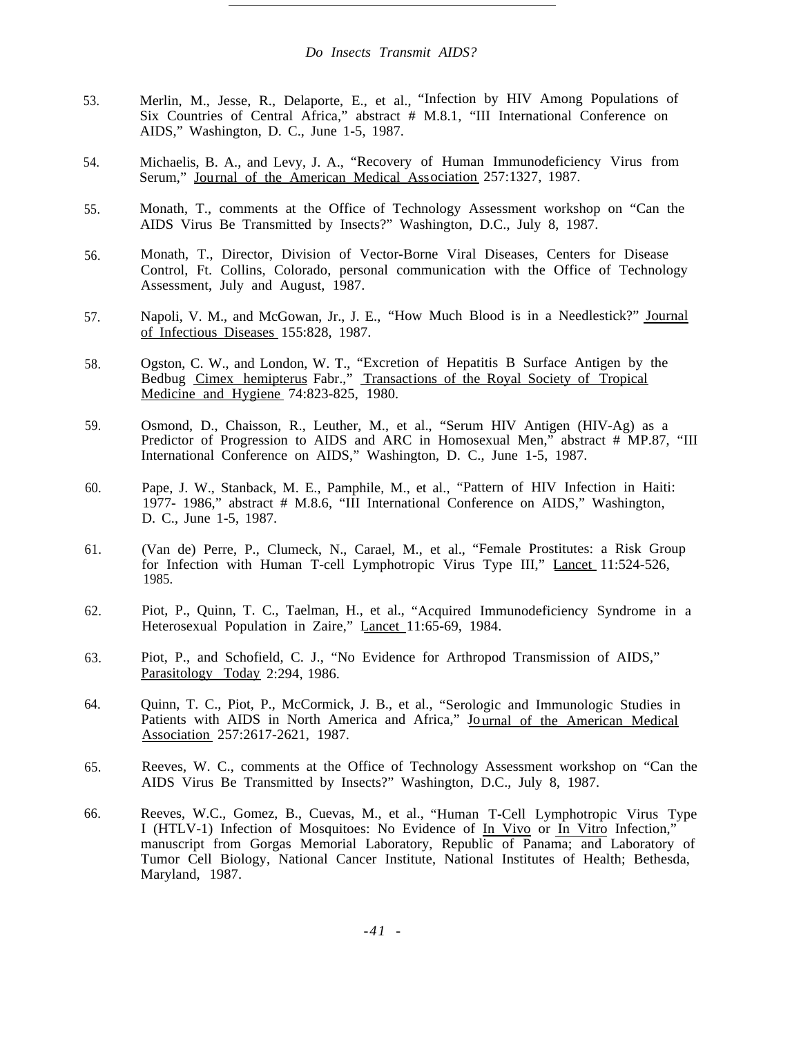53. Merlin, M., Jesse, R., Delaporte, E., et al., "Infection by HIV Among Populations of Six Countries of Central Africa," abstract # M.8.1, "III International Conference on AIDS," Washington, D. C., June 1-5, 1987.

54. Michaelis, B. A., and Levy, J. A., "Recovery of Human Immunodeficiency Virus from Serum," Journal of the American Medical Association 257:1327, 1987.

55. Monath, T., comments at the Office of Technology Assessment workshop on "Can the AIDS Virus Be Transmitted by Insects?" Washington, D.C., July 8, 1987.

56. Monath, T., Director, Division of Vector-Borne Viral Diseases, Centers for Disease Control, Ft. Collins, Colorado, personal communication with the Office of Technology Assessment, July and August, 1987.

57. Napoli, V. M., and McGowan, Jr., J. E., "How Much Blood is in a Needlestick?" Journal of Infectious Diseases 155:828, 1987.

58. Ogston, C. W., and London, W. T., "Excretion of Hepatitis B Surface Antigen by the Bedbug Cimex hemipterus Fabr.," Transactions of the Royal Society of Tropical Medicine and Hygiene 74:823-825, 1980.

59. Osmond, D., Chaisson, R., Leuther, M., et al., "Serum HIV Antigen (HIV-Ag) as a Predictor of Progression to AIDS and ARC in Homosexual Men," abstract # MP.87, "III International Conference on AIDS," Washington, D. C., June 1-5, 1987.

60. Pape, J. W., Stanback, M. E., Pamphile, M., et al., "Pattern of HIV Infection in Haiti: 1977- 1986," abstract # M.8.6, "III International Conference on AIDS," Washington, D. C., June 1-5, 1987.

61. (Van de) Perre, P., Clumeck, N., Carael, M., et al., "Female Prostitutes: a Risk Group for Infection with Human T-cell Lymphotropic Virus Type III," Lancet 11:524-526, 1985.

62. Piot, P., Quinn, T. C., Taelman, H., et al., "Acquired Immunodeficiency Syndrome in a Heterosexual Population in Zaire," Lancet 11:65-69, 1984.

63. Piot, P., and Schofield, C. J., "No Evidence for Arthropod Transmission of AIDS," Parasitology Today 2:294, 1986.

64. Quinn, T. C., Piot, P., McCormick, J. B., et al., "Serologic and Immunologic Studies in Patients with AIDS in North America and Africa," Journal of the American Medical Association 257:2617-2621, 1987.

65. Reeves, W. C., comments at the Office of Technology Assessment workshop on "Can the AIDS Virus Be Transmitted by Insects?" Washington, D.C., July 8, 1987.

66. Reeves, W.C., Gomez, B., Cuevas, M., et al., "Human T-Cell Lymphotropic Virus Type I (HTLV-1) Infection of Mosquitoes: No Evidence of In Vivo or In Vitro Infection," manuscript from Gorgas Memorial Laboratory, Republic of Panama; and Laboratory of Tumor Cell Biology, National Cancer Institute, National Institutes of Health; Bethesda, Maryland, 1987.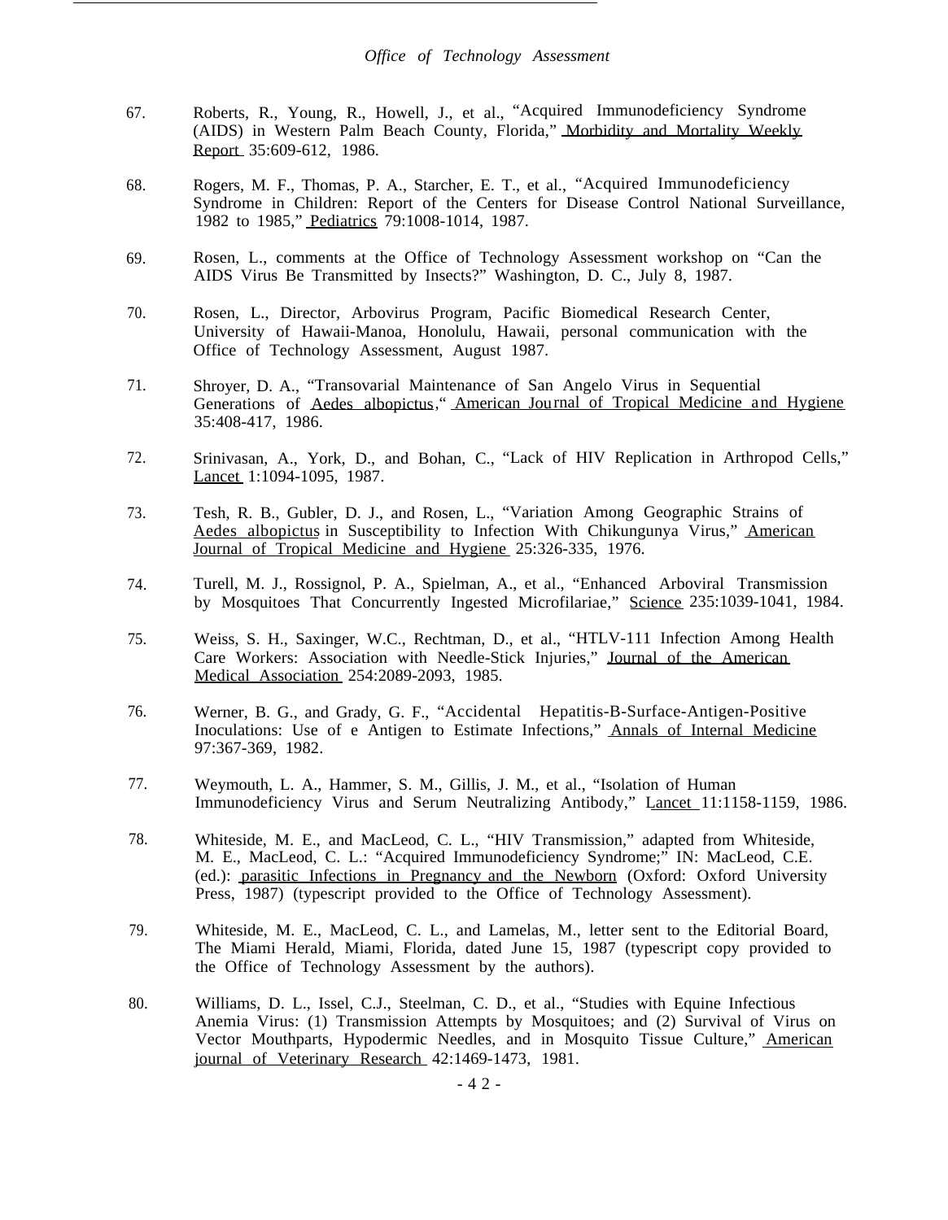67. Roberts, R., Young, R., Howell, J., et al., "Acquired Immunodeficiency Syndrome (AIDS) in Western Palm Beach County, Florida," Morbidity and Mortality Weekly Report 35:609-612, 1986.

68. Rogers, M. F., Thomas, P. A., Starcher, E. T., et al., "Acquired Immunodeficiency Syndrome in Children: Report of the Centers for Disease Control National Surveillance, 1982 to 1985," Pediatrics 79:1008-1014, 1987.

69. Rosen, L., comments at the Office of Technology Assessment workshop on "Can the AIDS Virus Be Transmitted by Insects?" Washington, D. C., July 8, 1987.

70. Rosen, L., Director, Arbovirus Program, Pacific Biomedical Research Center, University of Hawaii-Manoa, Honolulu, Hawaii, personal communication with the Office of Technology Assessment, August 1987.

71. Shroyer, D. A., "Transovarial Maintenance of San Angelo Virus in Sequential Generations of Aedes albopictus," American Journal of Tropical Medicine and Hygiene 35:408-417, 1986.

72. Srinivasan, A., York, D., and Bohan, C., "Lack of HIV Replication in Arthropod Cells," Lancet 1:1094-1095, 1987.

73. Tesh, R. B., Gubler, D. J., and Rosen, L., "Variation Among Geographic Strains of Aedes albopictus in Susceptibility to Infection With Chikungunya Virus," American Journal of Tropical Medicine and Hygiene 25:326-335, 1976.

74. Turell, M. J., Rossignol, P. A., Spielman, A., et al., "Enhanced Arboviral Transmission by Mosquitoes That Concurrently Ingested Microfilariae," Science 235:1039-1041, 1984.

75. Weiss, S. H., Saxinger, W.C., Rechtman, D., et al., "HTLV-111 Infection Among Health Care Workers: Association with Needle-Stick Injuries," Journal of the American Medical Association 254:2089-2093, 1985.

76. Werner, B. G., and Grady, G. F., "Accidental Hepatitis-B-Surface-Antigen-Positive Inoculations: Use of e Antigen to Estimate Infections," Annals of Internal Medicine 97:367-369, 1982.

77. Weymouth, L. A., Hammer, S. M., Gillis, J. M., et al., "Isolation of Human Immunodeficiency Virus and Serum Neutralizing Antibody," Lancet 11:1158-1159, 1986.

78. Whiteside, M. E., and MacLeod, C. L., "HIV Transmission," adapted from Whiteside, M. E., MacLeod, C. L.: "Acquired Immunodeficiency Syndrome;" IN: MacLeod, C.E. (ed.): parasitic Infections in Pregnancy and the Newborn (Oxford: Oxford University Press, 1987) (typescript provided to the Office of Technology Assessment).

79. Whiteside, M. E., MacLeod, C. L., and Lamelas, M., letter sent to the Editorial Board, The Miami Herald, Miami, Florida, dated June 15, 1987 (typescript copy provided to the Office of Technology Assessment by the authors).

80. Williams, D. L., Issel, C.J., Steelman, C. D., et al., "Studies with Equine Infectious Anemia Virus: (1) Transmission Attempts by Mosquitoes; and (2) Survival of Virus on Vector Mouthparts, Hypodermic Needles, and in Mosquito Tissue Culture," American journal of Veterinary Research 42:1469-1473, 1981.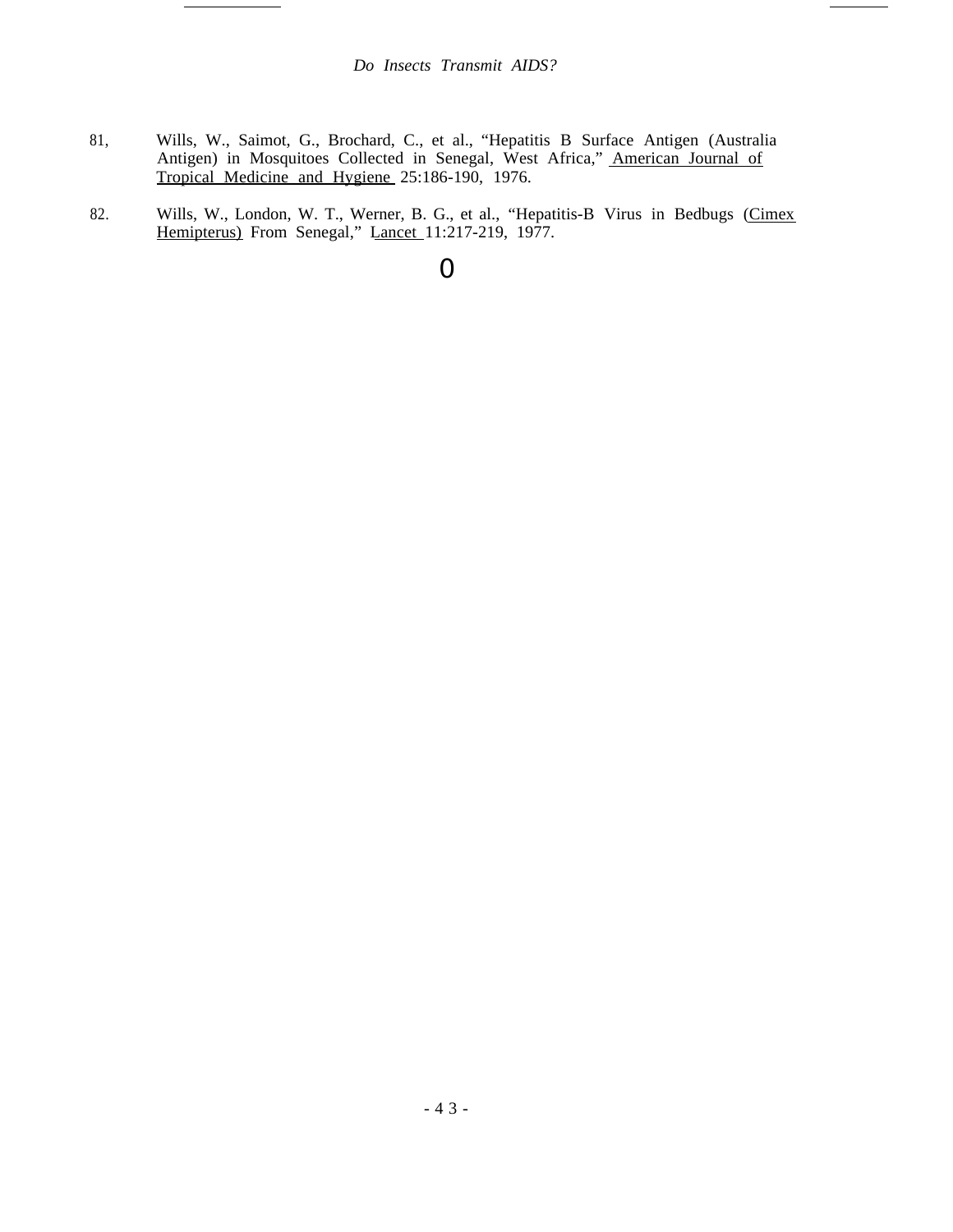81, Wills, W., Saimot, G., Brochard, C., et al., "Hepatitis B Surface Antigen (Australia Antigen) in Mosquitoes Collected in Senegal, West Africa," American Journal of Tropical Medicine and Hygiene 25:186-190, 1976.

82. Wills, W., London, W. T., Werner, B. G., et al., "Hepatitis-B Virus in Bedbugs (Cimex Hemipterus) From Senegal," Lancet 11:217-219, 1977.

0